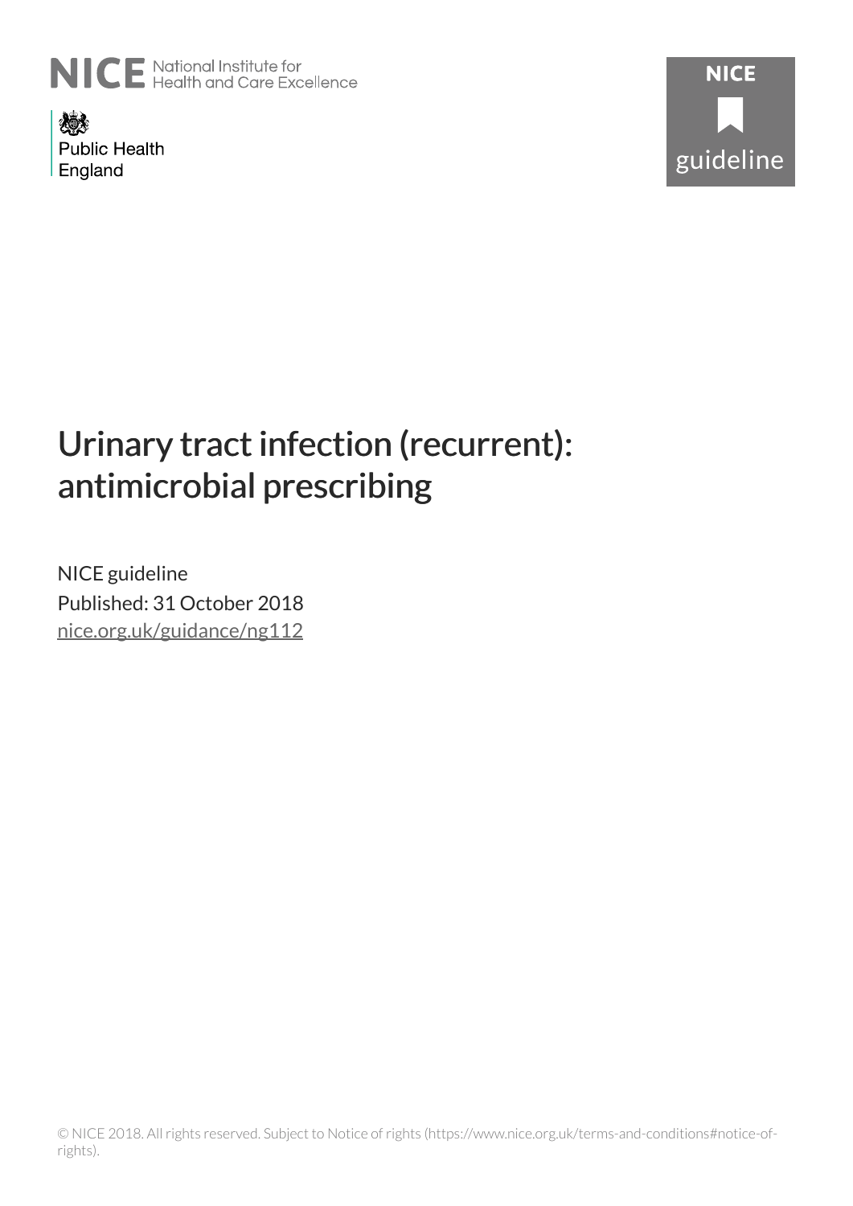NICE National Institute for Health and Care Excellence

Public Health England

NICE guideline

# Urinary tract infection (recurrent): antimicrobial prescribing

NICE guideline

Published: 31 October 2018

nice.org.uk/guidance/ng112

© NICE 2018. All rights reserved. Subject to Notice of rights (https://www.nice.org.uk/terms-and-conditions#notice-of-rights).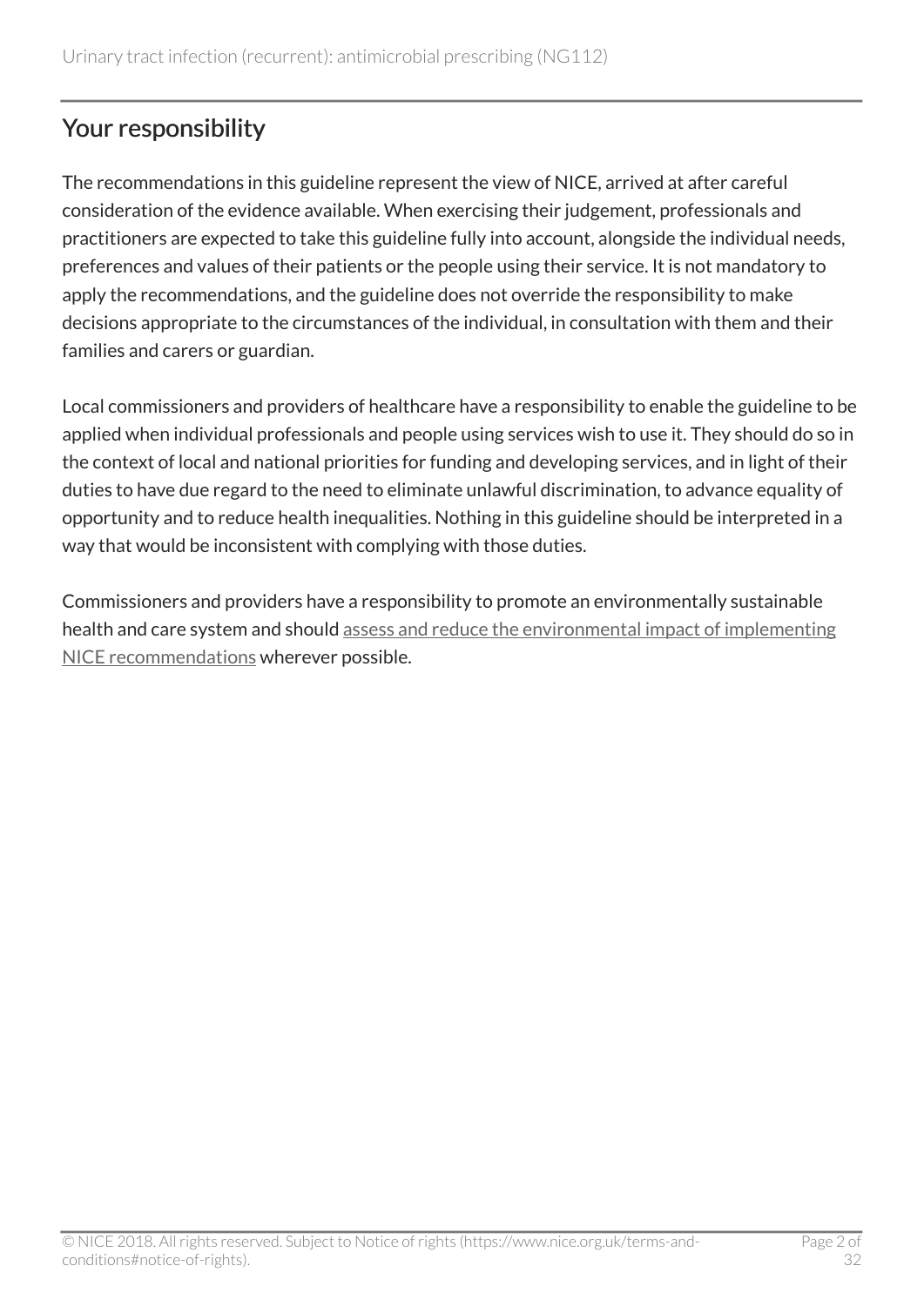## Your responsibility

The recommendations in this guideline represent the view of NICE, arrived at after careful consideration of the evidence available. When exercising their judgement, professionals and practitioners are expected to take this guideline fully into account, alongside the individual needs, preferences and values of their patients or the people using their service. It is not mandatory to apply the recommendations, and the guideline does not override the responsibility to make decisions appropriate to the circumstances of the individual, in consultation with them and their families and carers or guardian.

Local commissioners and providers of healthcare have a responsibility to enable the guideline to be applied when individual professionals and people using services wish to use it. They should do so in the context of local and national priorities for funding and developing services, and in light of their duties to have due regard to the need to eliminate unlawful discrimination, to advance equality of opportunity and to reduce health inequalities. Nothing in this guideline should be interpreted in a way that would be inconsistent with complying with those duties.

Commissioners and providers have a responsibility to promote an environmentally sustainable health and care system and should assess and reduce the environmental impact of implementing NICE recommendations wherever possible.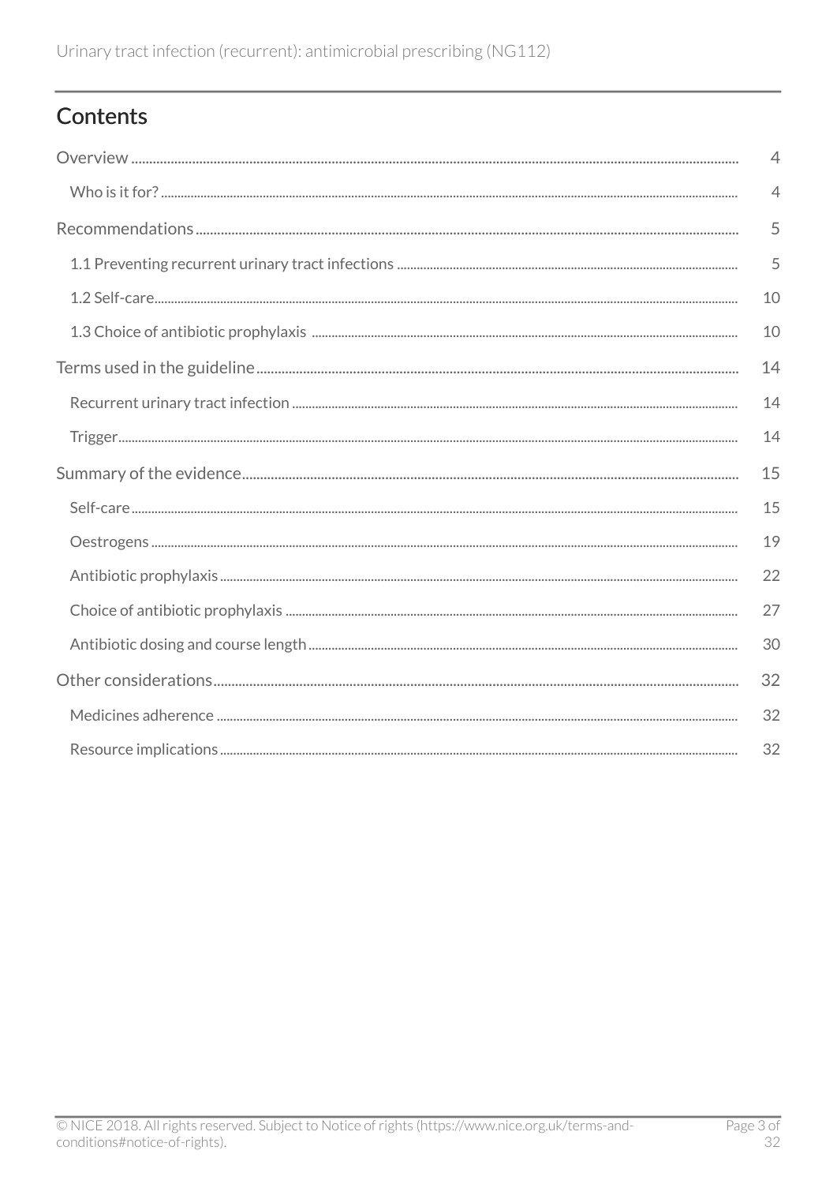# Contents

Overview ..... 4

- Who is it for? ..... 4

Recommendations ..... 5

- 1.1 Preventing recurrent urinary tract infections ..... 5
- 1.2 Self-care ..... 10
- 1.3 Choice of antibiotic prophylaxis ..... 10

Terms used in the guideline ..... 14

- Recurrent urinary tract infection ..... 14
- Trigger ..... 14

Summary of the evidence ..... 15

- Self-care ..... 15
- Oestrogens ..... 19
- Antibiotic prophylaxis ..... 22
- Choice of antibiotic prophylaxis ..... 27
- Antibiotic dosing and course length ..... 30

Other considerations ..... 32

- Medicines adherence ..... 32
- Resource implications ..... 32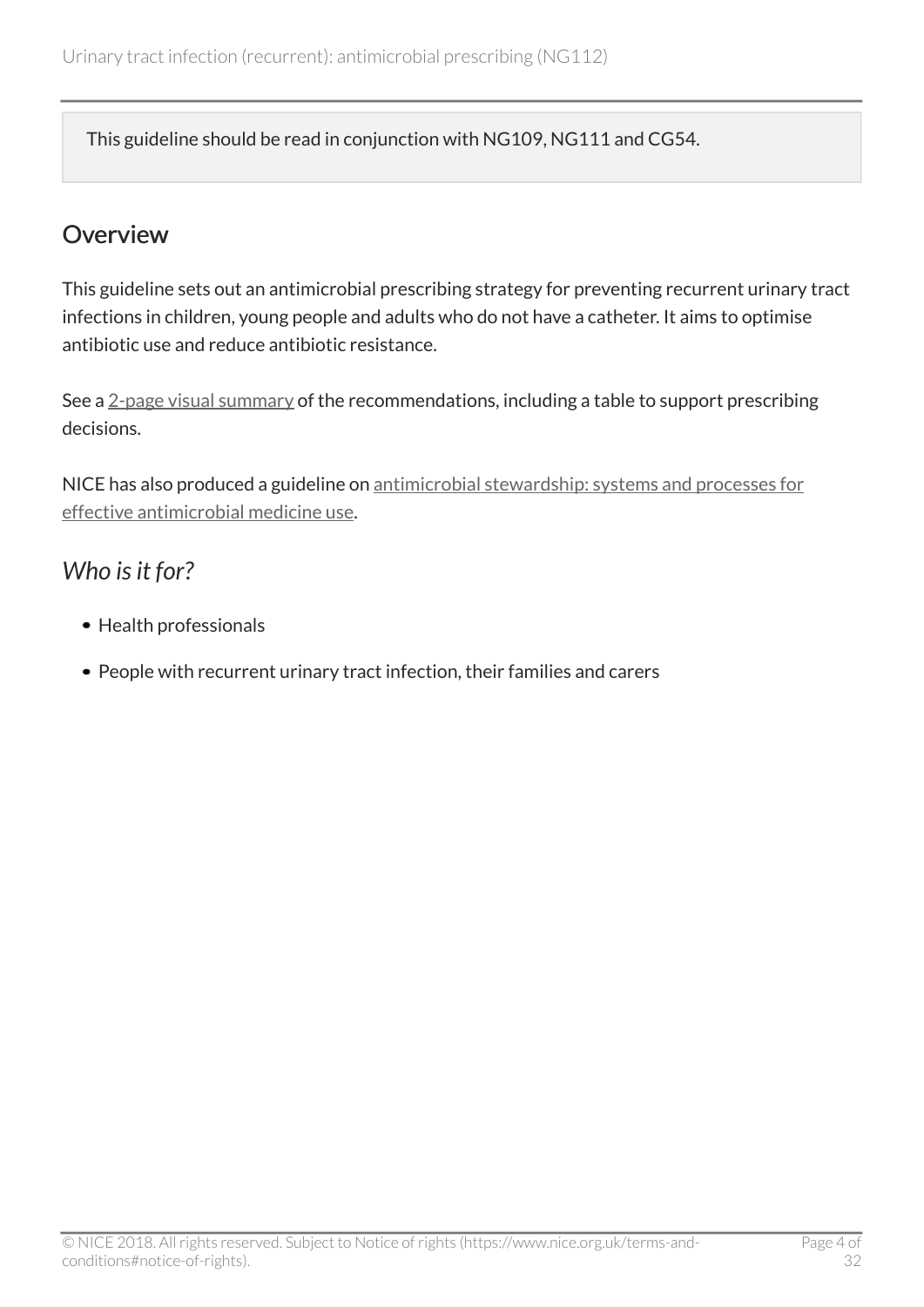This guideline should be read in conjunction with NG109, NG111 and CG54.

## Overview

This guideline sets out an antimicrobial prescribing strategy for preventing recurrent urinary tract infections in children, young people and adults who do not have a catheter. It aims to optimise antibiotic use and reduce antibiotic resistance.

See a 2-page visual summary of the recommendations, including a table to support prescribing decisions.

NICE has also produced a guideline on antimicrobial stewardship: systems and processes for effective antimicrobial medicine use.

### *Who is it for?*

- Health professionals
- People with recurrent urinary tract infection, their families and carers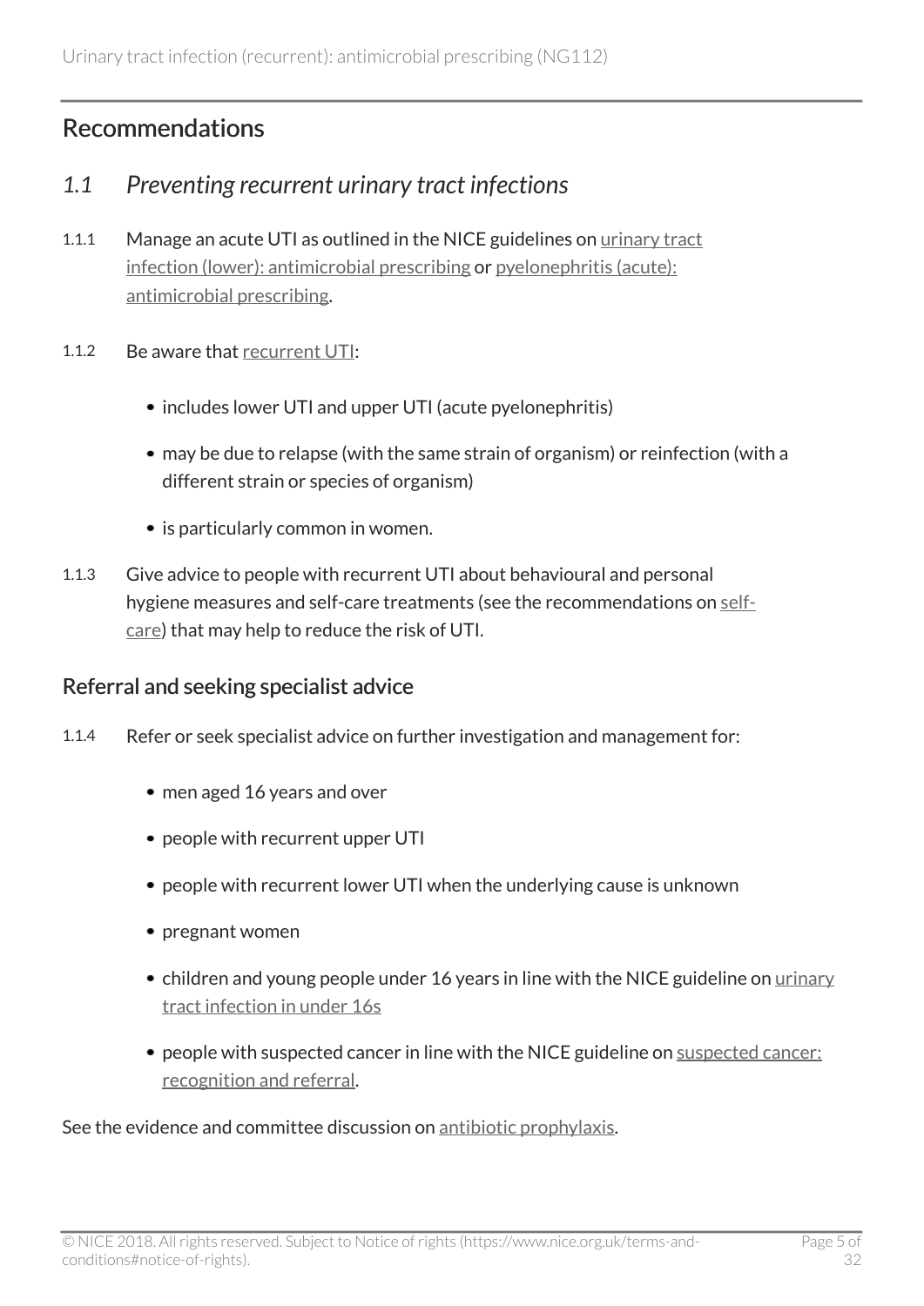## Recommendations

### *1.1 Preventing recurrent urinary tract infections*

1.1.1 Manage an acute UTI as outlined in the NICE guidelines on urinary tract infection (lower): antimicrobial prescribing or pyelonephritis (acute): antimicrobial prescribing.

1.1.2 Be aware that recurrent UTI:

- includes lower UTI and upper UTI (acute pyelonephritis)
- may be due to relapse (with the same strain of organism) or reinfection (with a different strain or species of organism)
- is particularly common in women.

1.1.3 Give advice to people with recurrent UTI about behavioural and personal hygiene measures and self-care treatments (see the recommendations on self-care) that may help to reduce the risk of UTI.

#### Referral and seeking specialist advice

1.1.4 Refer or seek specialist advice on further investigation and management for:

- men aged 16 years and over
- people with recurrent upper UTI
- people with recurrent lower UTI when the underlying cause is unknown
- pregnant women
- children and young people under 16 years in line with the NICE guideline on urinary tract infection in under 16s
- people with suspected cancer in line with the NICE guideline on suspected cancer: recognition and referral.

See the evidence and committee discussion on antibiotic prophylaxis.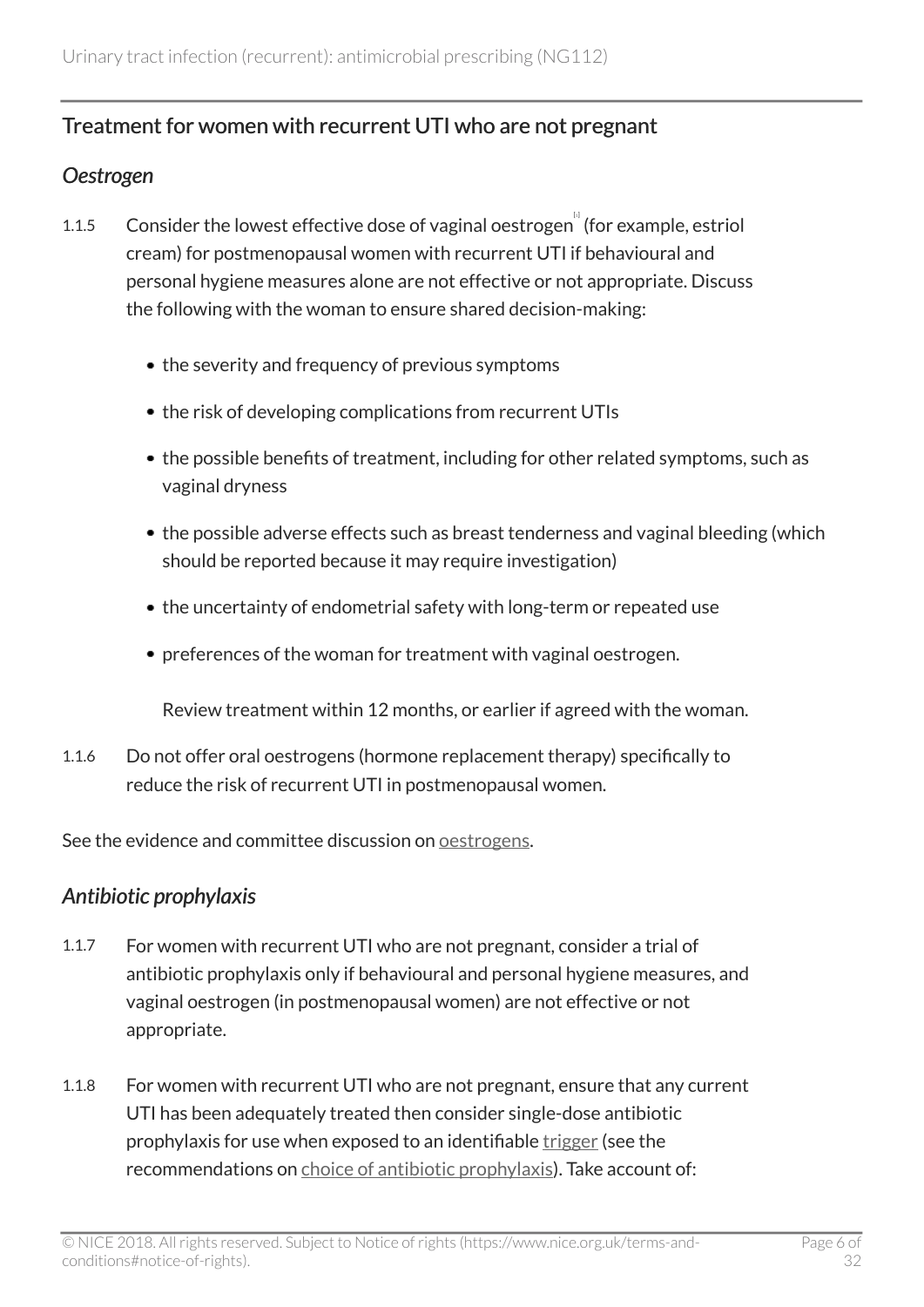## Treatment for women with recurrent UTI who are not pregnant

### *Oestrogen*

1.1.5 Consider the lowest effective dose of vaginal oestrogen[1] (for example, estriol cream) for postmenopausal women with recurrent UTI if behavioural and personal hygiene measures alone are not effective or not appropriate. Discuss the following with the woman to ensure shared decision-making:

- the severity and frequency of previous symptoms
- the risk of developing complications from recurrent UTIs
- the possible benefits of treatment, including for other related symptoms, such as vaginal dryness
- the possible adverse effects such as breast tenderness and vaginal bleeding (which should be reported because it may require investigation)
- the uncertainty of endometrial safety with long-term or repeated use
- preferences of the woman for treatment with vaginal oestrogen.

Review treatment within 12 months, or earlier if agreed with the woman.

1.1.6 Do not offer oral oestrogens (hormone replacement therapy) specifically to reduce the risk of recurrent UTI in postmenopausal women.

See the evidence and committee discussion on oestrogens.

### *Antibiotic prophylaxis*

1.1.7 For women with recurrent UTI who are not pregnant, consider a trial of antibiotic prophylaxis only if behavioural and personal hygiene measures, and vaginal oestrogen (in postmenopausal women) are not effective or not appropriate.

1.1.8 For women with recurrent UTI who are not pregnant, ensure that any current UTI has been adequately treated then consider single-dose antibiotic prophylaxis for use when exposed to an identifiable trigger (see the recommendations on choice of antibiotic prophylaxis). Take account of: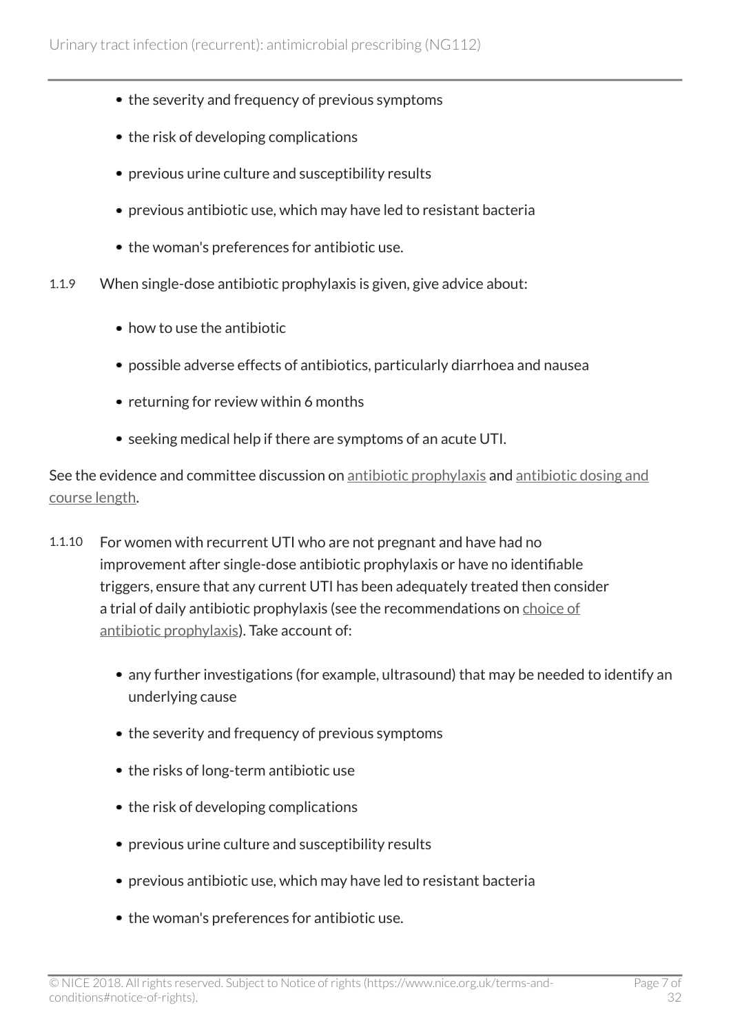- the severity and frequency of previous symptoms
- the risk of developing complications
- previous urine culture and susceptibility results
- previous antibiotic use, which may have led to resistant bacteria
- the woman's preferences for antibiotic use.

1.1.9 When single-dose antibiotic prophylaxis is given, give advice about:

- how to use the antibiotic
- possible adverse effects of antibiotics, particularly diarrhoea and nausea
- returning for review within 6 months
- seeking medical help if there are symptoms of an acute UTI.

See the evidence and committee discussion on antibiotic prophylaxis and antibiotic dosing and course length.

1.1.10 For women with recurrent UTI who are not pregnant and have had no improvement after single-dose antibiotic prophylaxis or have no identifiable triggers, ensure that any current UTI has been adequately treated then consider a trial of daily antibiotic prophylaxis (see the recommendations on choice of antibiotic prophylaxis). Take account of:

- any further investigations (for example, ultrasound) that may be needed to identify an underlying cause
- the severity and frequency of previous symptoms
- the risks of long-term antibiotic use
- the risk of developing complications
- previous urine culture and susceptibility results
- previous antibiotic use, which may have led to resistant bacteria
- the woman's preferences for antibiotic use.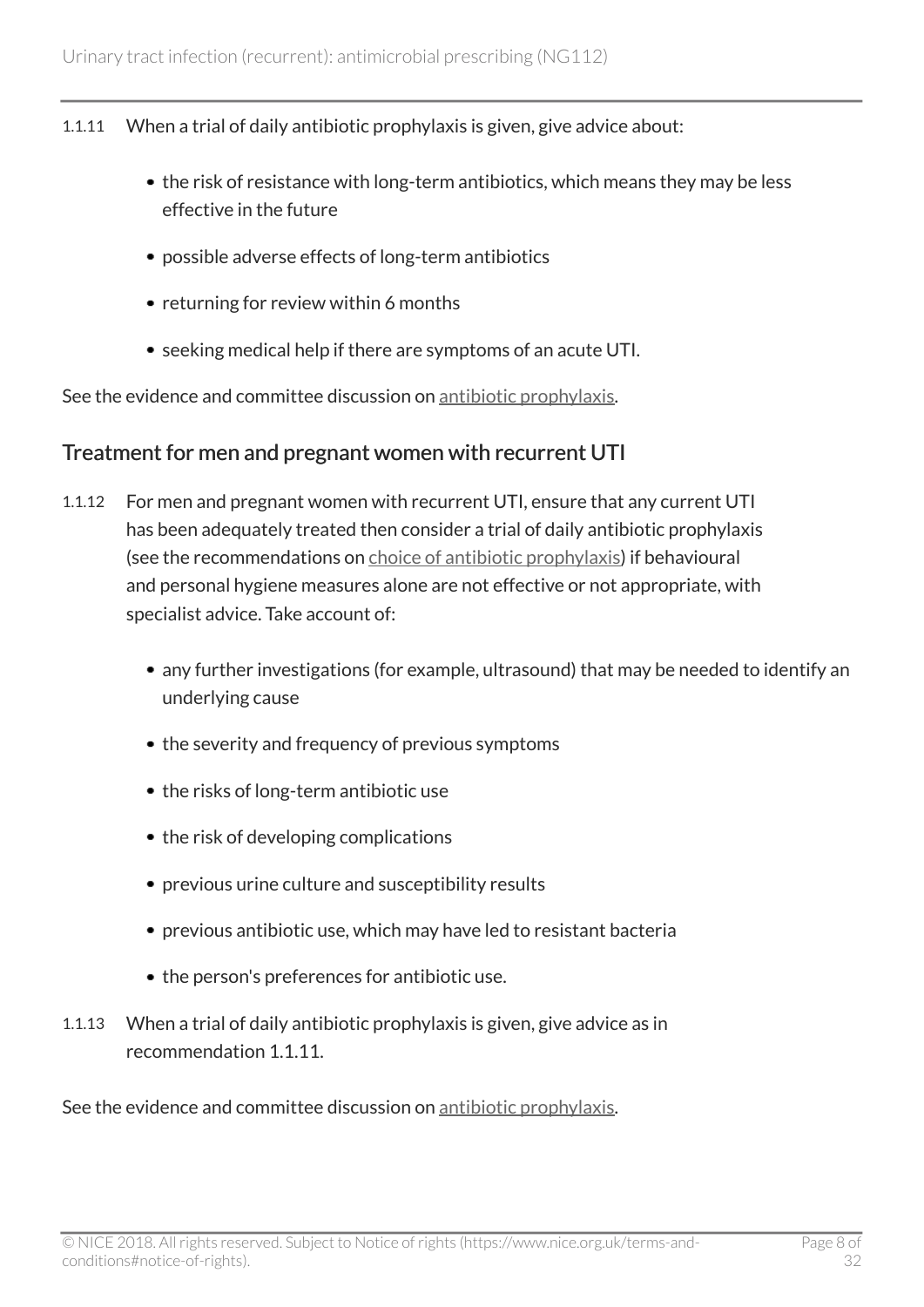1.1.11 When a trial of daily antibiotic prophylaxis is given, give advice about:

- the risk of resistance with long-term antibiotics, which means they may be less effective in the future
- possible adverse effects of long-term antibiotics
- returning for review within 6 months
- seeking medical help if there are symptoms of an acute UTI.

See the evidence and committee discussion on antibiotic prophylaxis.

## Treatment for men and pregnant women with recurrent UTI

1.1.12 For men and pregnant women with recurrent UTI, ensure that any current UTI has been adequately treated then consider a trial of daily antibiotic prophylaxis (see the recommendations on choice of antibiotic prophylaxis) if behavioural and personal hygiene measures alone are not effective or not appropriate, with specialist advice. Take account of:

- any further investigations (for example, ultrasound) that may be needed to identify an underlying cause
- the severity and frequency of previous symptoms
- the risks of long-term antibiotic use
- the risk of developing complications
- previous urine culture and susceptibility results
- previous antibiotic use, which may have led to resistant bacteria
- the person's preferences for antibiotic use.

1.1.13 When a trial of daily antibiotic prophylaxis is given, give advice as in recommendation 1.1.11.

See the evidence and committee discussion on antibiotic prophylaxis.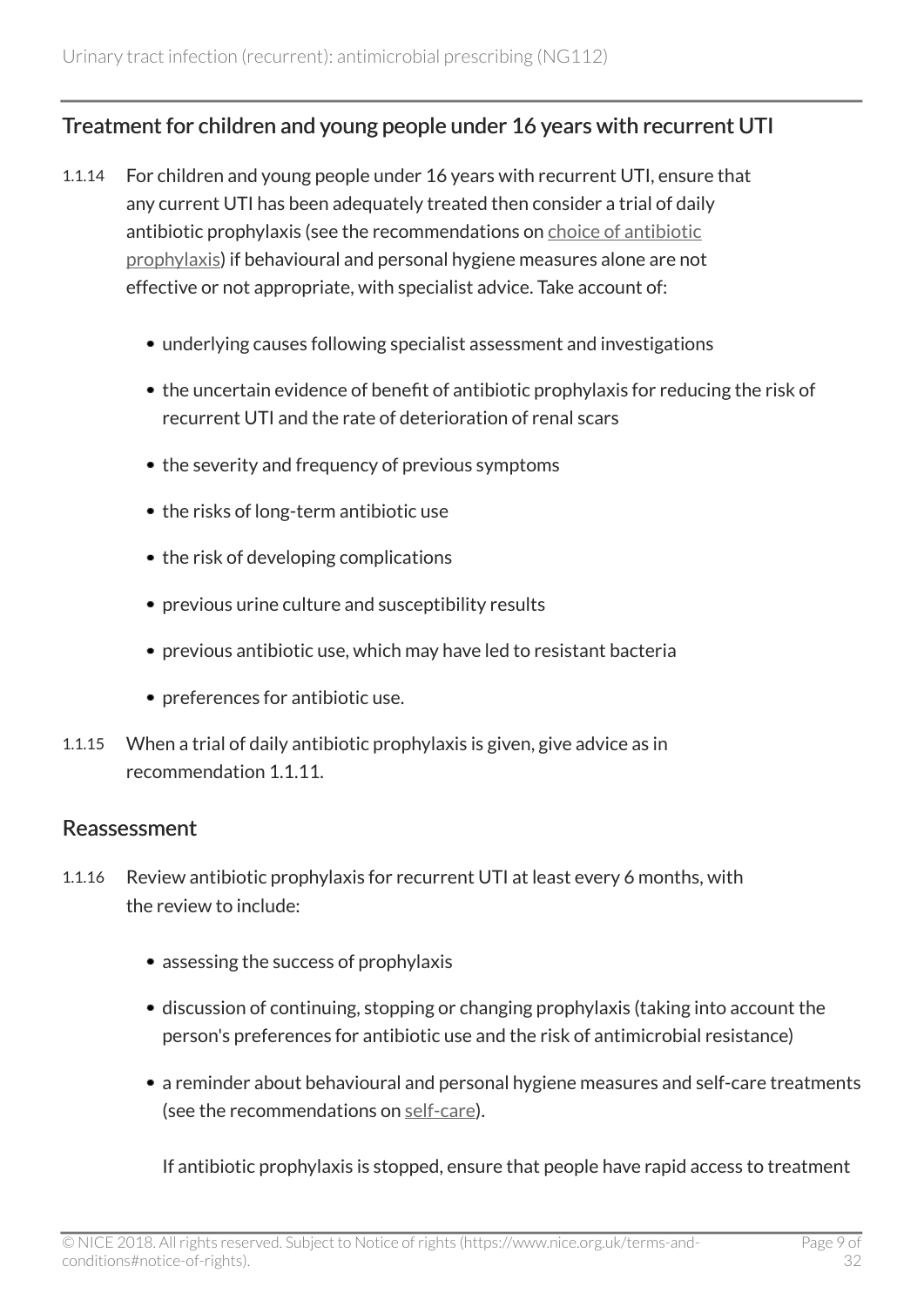## Treatment for children and young people under 16 years with recurrent UTI

1.1.14 For children and young people under 16 years with recurrent UTI, ensure that any current UTI has been adequately treated then consider a trial of daily antibiotic prophylaxis (see the recommendations on choice of antibiotic prophylaxis) if behavioural and personal hygiene measures alone are not effective or not appropriate, with specialist advice. Take account of:

- underlying causes following specialist assessment and investigations
- the uncertain evidence of benefit of antibiotic prophylaxis for reducing the risk of recurrent UTI and the rate of deterioration of renal scars
- the severity and frequency of previous symptoms
- the risks of long-term antibiotic use
- the risk of developing complications
- previous urine culture and susceptibility results
- previous antibiotic use, which may have led to resistant bacteria
- preferences for antibiotic use.

1.1.15 When a trial of daily antibiotic prophylaxis is given, give advice as in recommendation 1.1.11.

## Reassessment

1.1.16 Review antibiotic prophylaxis for recurrent UTI at least every 6 months, with the review to include:

- assessing the success of prophylaxis
- discussion of continuing, stopping or changing prophylaxis (taking into account the person's preferences for antibiotic use and the risk of antimicrobial resistance)
- a reminder about behavioural and personal hygiene measures and self-care treatments (see the recommendations on self-care).

If antibiotic prophylaxis is stopped, ensure that people have rapid access to treatment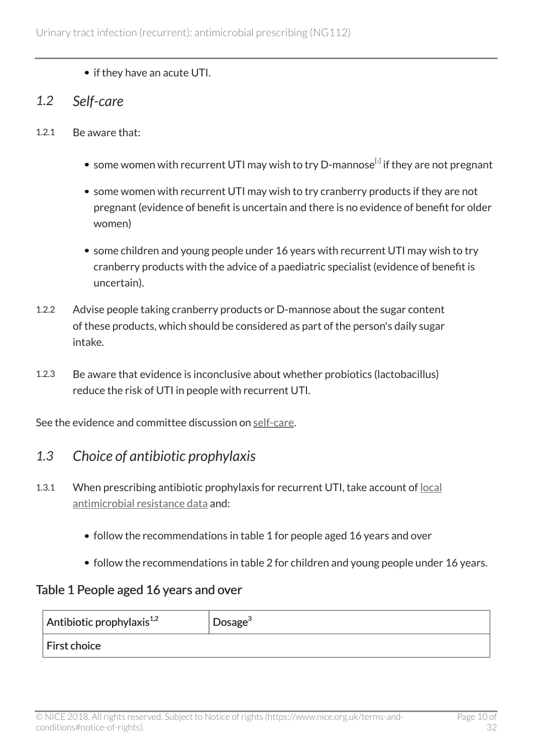- if they have an acute UTI.

## 1.2 Self-care

1.2.1 Be aware that:

- some women with recurrent UTI may wish to try D-mannose[2] if they are not pregnant
- some women with recurrent UTI may wish to try cranberry products if they are not pregnant (evidence of benefit is uncertain and there is no evidence of benefit for older women)
- some children and young people under 16 years with recurrent UTI may wish to try cranberry products with the advice of a paediatric specialist (evidence of benefit is uncertain).

1.2.2 Advise people taking cranberry products or D-mannose about the sugar content of these products, which should be considered as part of the person's daily sugar intake.

1.2.3 Be aware that evidence is inconclusive about whether probiotics (lactobacillus) reduce the risk of UTI in people with recurrent UTI.

See the evidence and committee discussion on self-care.

## 1.3 Choice of antibiotic prophylaxis

1.3.1 When prescribing antibiotic prophylaxis for recurrent UTI, take account of local antimicrobial resistance data and:

- follow the recommendations in table 1 for people aged 16 years and over
- follow the recommendations in table 2 for children and young people under 16 years.

### Table 1 People aged 16 years and over

| Antibiotic prophylaxis[1,2] | Dosage[3] |
| --- | --- |
| **First choice** | |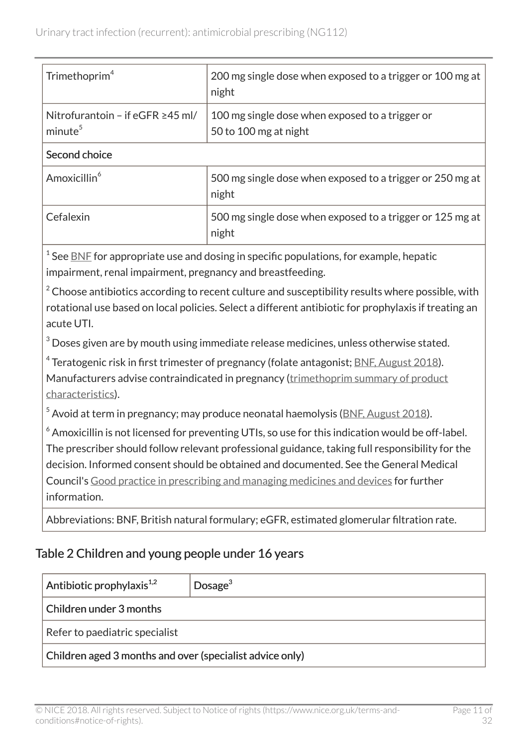| | |
|---|---|
| Trimethoprim[4] | 200 mg single dose when exposed to a trigger or 100 mg at night |
| Nitrofurantoin – if eGFR ≥45 ml/minute[5] | 100 mg single dose when exposed to a trigger or 50 to 100 mg at night |
| Second choice | |
| Amoxicillin[6] | 500 mg single dose when exposed to a trigger or 250 mg at night |
| Cefalexin | 500 mg single dose when exposed to a trigger or 125 mg at night |

[1] See BNF for appropriate use and dosing in specific populations, for example, hepatic impairment, renal impairment, pregnancy and breastfeeding.

[2] Choose antibiotics according to recent culture and susceptibility results where possible, with rotational use based on local policies. Select a different antibiotic for prophylaxis if treating an acute UTI.

[3] Doses given are by mouth using immediate release medicines, unless otherwise stated.

[4] Teratogenic risk in first trimester of pregnancy (folate antagonist; BNF, August 2018). Manufacturers advise contraindicated in pregnancy (trimethoprim summary of product characteristics).

[5] Avoid at term in pregnancy; may produce neonatal haemolysis (BNF, August 2018).

[6] Amoxicillin is not licensed for preventing UTIs, so use for this indication would be off-label. The prescriber should follow relevant professional guidance, taking full responsibility for the decision. Informed consent should be obtained and documented. See the General Medical Council's Good practice in prescribing and managing medicines and devices for further information.

Abbreviations: BNF, British natural formulary; eGFR, estimated glomerular filtration rate.

## Table 2 Children and young people under 16 years

| Antibiotic prophylaxis[1,2] | Dosage[3] |
|---|---|
| Children under 3 months | |
| Refer to paediatric specialist | |
| Children aged 3 months and over (specialist advice only) | |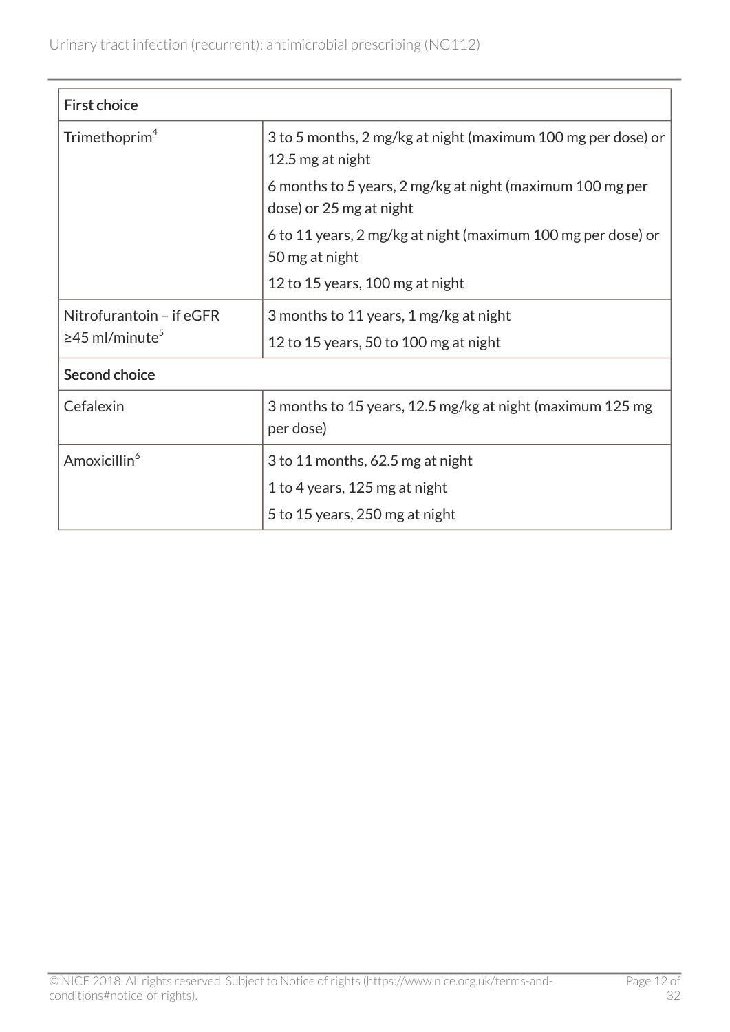| First choice | |
|---|---|
| Trimethoprim[4] | 3 to 5 months, 2 mg/kg at night (maximum 100 mg per dose) or 12.5 mg at night<br>6 months to 5 years, 2 mg/kg at night (maximum 100 mg per dose) or 25 mg at night<br>6 to 11 years, 2 mg/kg at night (maximum 100 mg per dose) or 50 mg at night<br>12 to 15 years, 100 mg at night |
| Nitrofurantoin – if eGFR ≥45 ml/minute[5] | 3 months to 11 years, 1 mg/kg at night<br>12 to 15 years, 50 to 100 mg at night |
| **Second choice** | |
| Cefalexin | 3 months to 15 years, 12.5 mg/kg at night (maximum 125 mg per dose) |
| Amoxicillin[6] | 3 to 11 months, 62.5 mg at night<br>1 to 4 years, 125 mg at night<br>5 to 15 years, 250 mg at night |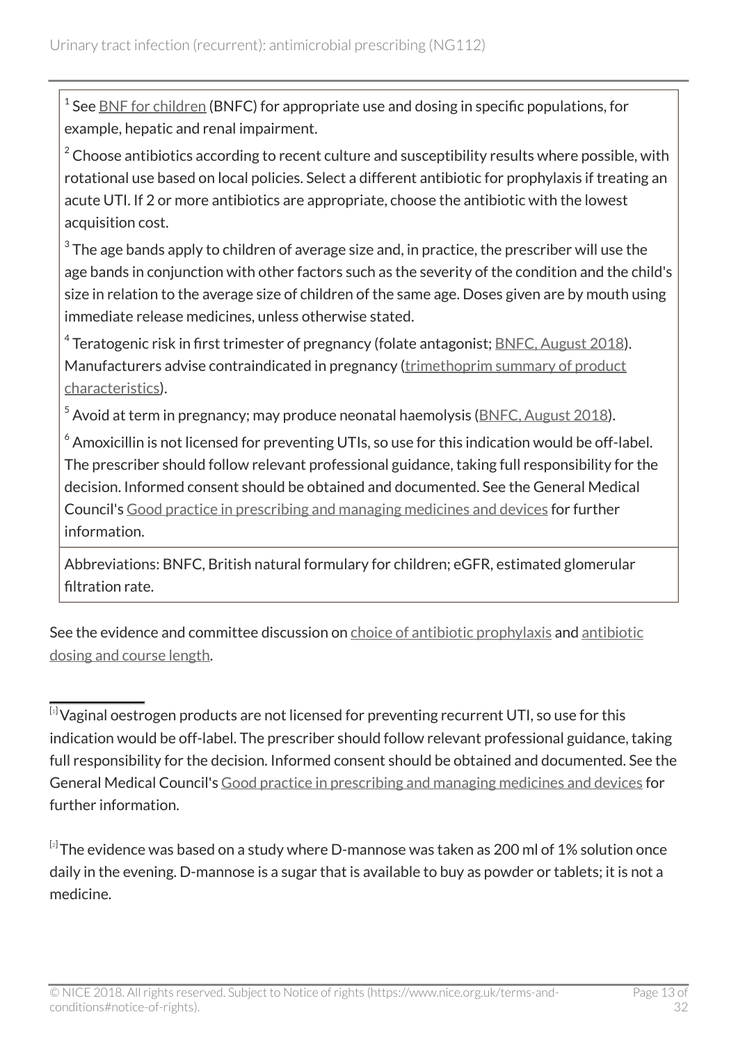| |
|---|
| [1] See BNF for children (BNFC) for appropriate use and dosing in specific populations, for example, hepatic and renal impairment.<br><br>[2] Choose antibiotics according to recent culture and susceptibility results where possible, with rotational use based on local policies. Select a different antibiotic for prophylaxis if treating an acute UTI. If 2 or more antibiotics are appropriate, choose the antibiotic with the lowest acquisition cost.<br><br>[3] The age bands apply to children of average size and, in practice, the prescriber will use the age bands in conjunction with other factors such as the severity of the condition and the child's size in relation to the average size of children of the same age. Doses given are by mouth using immediate release medicines, unless otherwise stated.<br><br>[4] Teratogenic risk in first trimester of pregnancy (folate antagonist; BNFC, August 2018). Manufacturers advise contraindicated in pregnancy (trimethoprim summary of product characteristics).<br><br>[5] Avoid at term in pregnancy; may produce neonatal haemolysis (BNFC, August 2018).<br><br>[6] Amoxicillin is not licensed for preventing UTIs, so use for this indication would be off-label. The prescriber should follow relevant professional guidance, taking full responsibility for the decision. Informed consent should be obtained and documented. See the General Medical Council's Good practice in prescribing and managing medicines and devices for further information. |
| Abbreviations: BNFC, British natural formulary for children; eGFR, estimated glomerular filtration rate. |

See the evidence and committee discussion on choice of antibiotic prophylaxis and antibiotic dosing and course length.

---

[1] Vaginal oestrogen products are not licensed for preventing recurrent UTI, so use for this indication would be off-label. The prescriber should follow relevant professional guidance, taking full responsibility for the decision. Informed consent should be obtained and documented. See the General Medical Council's Good practice in prescribing and managing medicines and devices for further information.

[2] The evidence was based on a study where D-mannose was taken as 200 ml of 1% solution once daily in the evening. D-mannose is a sugar that is available to buy as powder or tablets; it is not a medicine.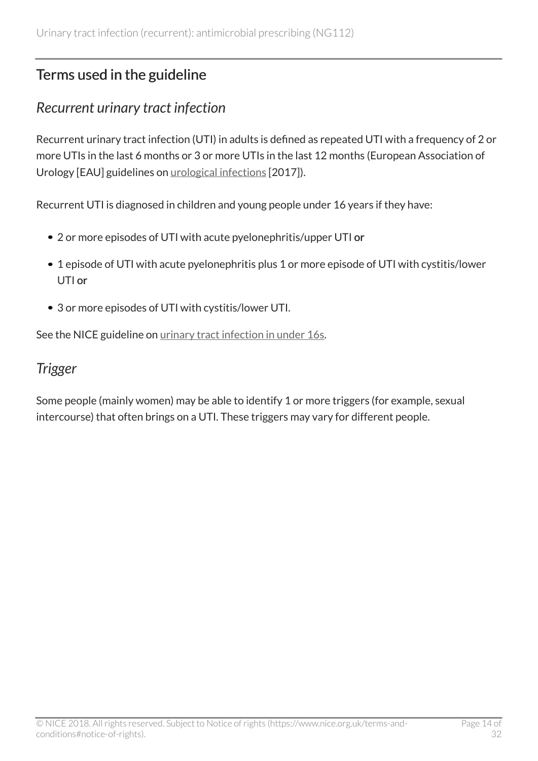## Terms used in the guideline

### *Recurrent urinary tract infection*

Recurrent urinary tract infection (UTI) in adults is defined as repeated UTI with a frequency of 2 or more UTIs in the last 6 months or 3 or more UTIs in the last 12 months (European Association of Urology [EAU] guidelines on urological infections [2017]).

Recurrent UTI is diagnosed in children and young people under 16 years if they have:

- 2 or more episodes of UTI with acute pyelonephritis/upper UTI **or**
- 1 episode of UTI with acute pyelonephritis plus 1 or more episode of UTI with cystitis/lower UTI **or**
- 3 or more episodes of UTI with cystitis/lower UTI.

See the NICE guideline on urinary tract infection in under 16s.

### *Trigger*

Some people (mainly women) may be able to identify 1 or more triggers (for example, sexual intercourse) that often brings on a UTI. These triggers may vary for different people.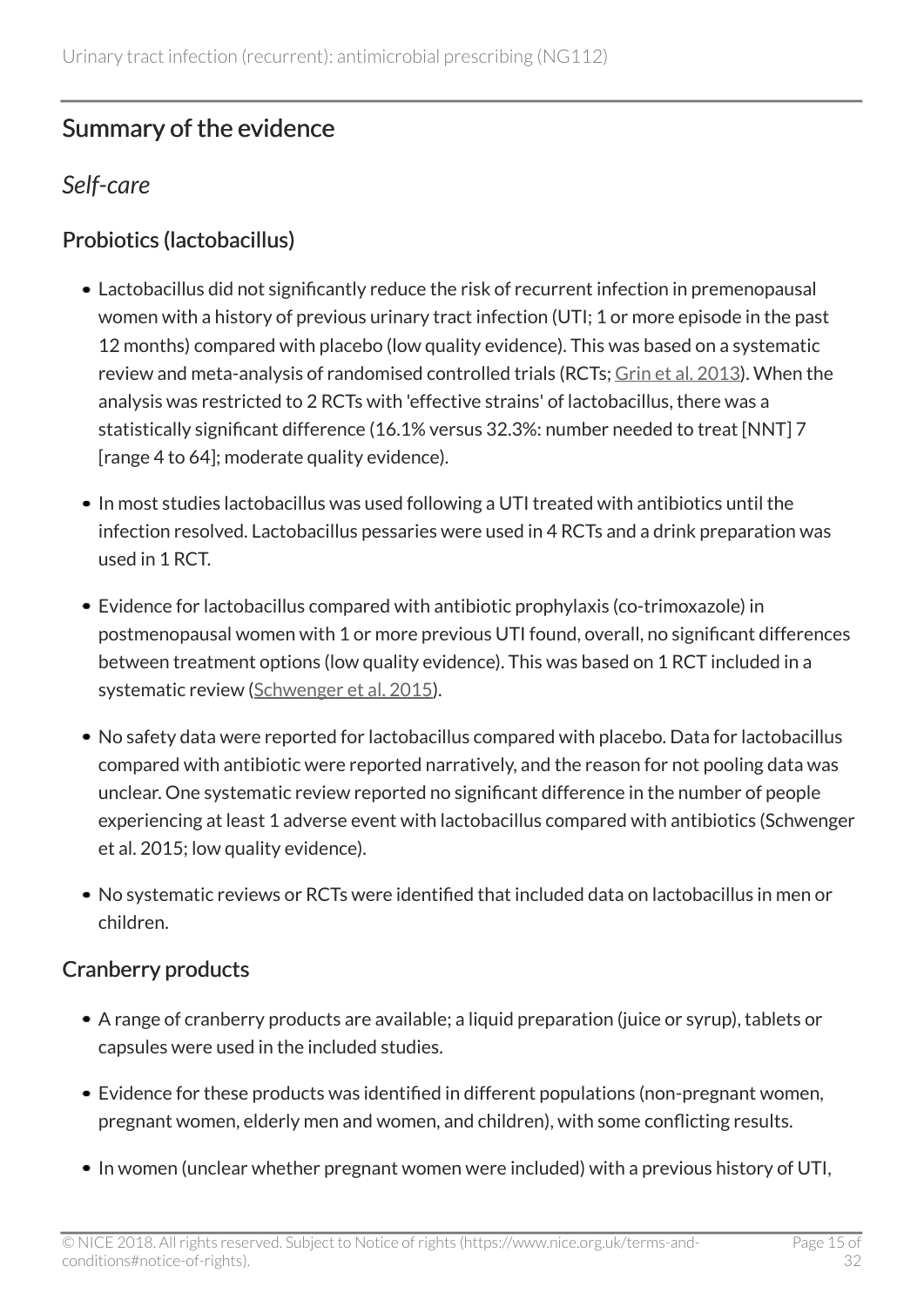## Summary of the evidence

### *Self-care*

### Probiotics (lactobacillus)

- Lactobacillus did not significantly reduce the risk of recurrent infection in premenopausal women with a history of previous urinary tract infection (UTI; 1 or more episode in the past 12 months) compared with placebo (low quality evidence). This was based on a systematic review and meta-analysis of randomised controlled trials (RCTs; Grin et al. 2013). When the analysis was restricted to 2 RCTs with 'effective strains' of lactobacillus, there was a statistically significant difference (16.1% versus 32.3%: number needed to treat [NNT] 7 [range 4 to 64]; moderate quality evidence).
- In most studies lactobacillus was used following a UTI treated with antibiotics until the infection resolved. Lactobacillus pessaries were used in 4 RCTs and a drink preparation was used in 1 RCT.
- Evidence for lactobacillus compared with antibiotic prophylaxis (co-trimoxazole) in postmenopausal women with 1 or more previous UTI found, overall, no significant differences between treatment options (low quality evidence). This was based on 1 RCT included in a systematic review (Schwenger et al. 2015).
- No safety data were reported for lactobacillus compared with placebo. Data for lactobacillus compared with antibiotic were reported narratively, and the reason for not pooling data was unclear. One systematic review reported no significant difference in the number of people experiencing at least 1 adverse event with lactobacillus compared with antibiotics (Schwenger et al. 2015; low quality evidence).
- No systematic reviews or RCTs were identified that included data on lactobacillus in men or children.

### Cranberry products

- A range of cranberry products are available; a liquid preparation (juice or syrup), tablets or capsules were used in the included studies.
- Evidence for these products was identified in different populations (non-pregnant women, pregnant women, elderly men and women, and children), with some conflicting results.
- In women (unclear whether pregnant women were included) with a previous history of UTI,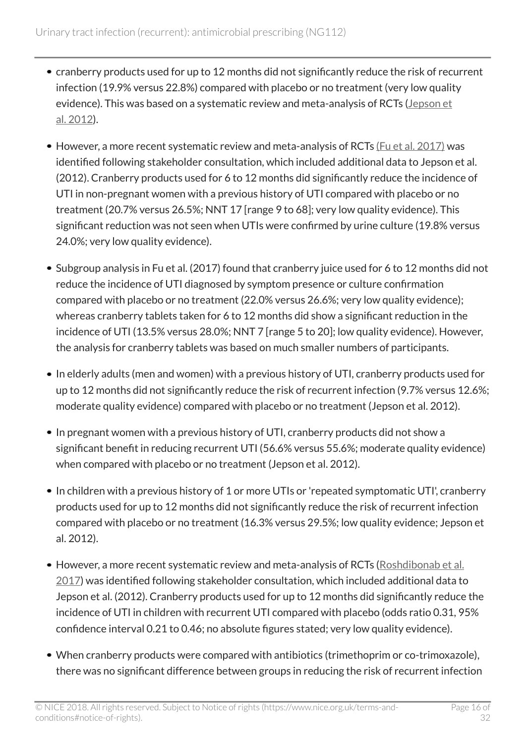- cranberry products used for up to 12 months did not significantly reduce the risk of recurrent infection (19.9% versus 22.8%) compared with placebo or no treatment (very low quality evidence). This was based on a systematic review and meta-analysis of RCTs (Jepson et al. 2012).
- However, a more recent systematic review and meta-analysis of RCTs (Fu et al. 2017) was identified following stakeholder consultation, which included additional data to Jepson et al. (2012). Cranberry products used for 6 to 12 months did significantly reduce the incidence of UTI in non-pregnant women with a previous history of UTI compared with placebo or no treatment (20.7% versus 26.5%; NNT 17 [range 9 to 68]; very low quality evidence). This significant reduction was not seen when UTIs were confirmed by urine culture (19.8% versus 24.0%; very low quality evidence).
- Subgroup analysis in Fu et al. (2017) found that cranberry juice used for 6 to 12 months did not reduce the incidence of UTI diagnosed by symptom presence or culture confirmation compared with placebo or no treatment (22.0% versus 26.6%; very low quality evidence); whereas cranberry tablets taken for 6 to 12 months did show a significant reduction in the incidence of UTI (13.5% versus 28.0%; NNT 7 [range 5 to 20]; low quality evidence). However, the analysis for cranberry tablets was based on much smaller numbers of participants.
- In elderly adults (men and women) with a previous history of UTI, cranberry products used for up to 12 months did not significantly reduce the risk of recurrent infection (9.7% versus 12.6%; moderate quality evidence) compared with placebo or no treatment (Jepson et al. 2012).
- In pregnant women with a previous history of UTI, cranberry products did not show a significant benefit in reducing recurrent UTI (56.6% versus 55.6%; moderate quality evidence) when compared with placebo or no treatment (Jepson et al. 2012).
- In children with a previous history of 1 or more UTIs or 'repeated symptomatic UTI', cranberry products used for up to 12 months did not significantly reduce the risk of recurrent infection compared with placebo or no treatment (16.3% versus 29.5%; low quality evidence; Jepson et al. 2012).
- However, a more recent systematic review and meta-analysis of RCTs (Roshdibonab et al. 2017) was identified following stakeholder consultation, which included additional data to Jepson et al. (2012). Cranberry products used for up to 12 months did significantly reduce the incidence of UTI in children with recurrent UTI compared with placebo (odds ratio 0.31, 95% confidence interval 0.21 to 0.46; no absolute figures stated; very low quality evidence).
- When cranberry products were compared with antibiotics (trimethoprim or co-trimoxazole), there was no significant difference between groups in reducing the risk of recurrent infection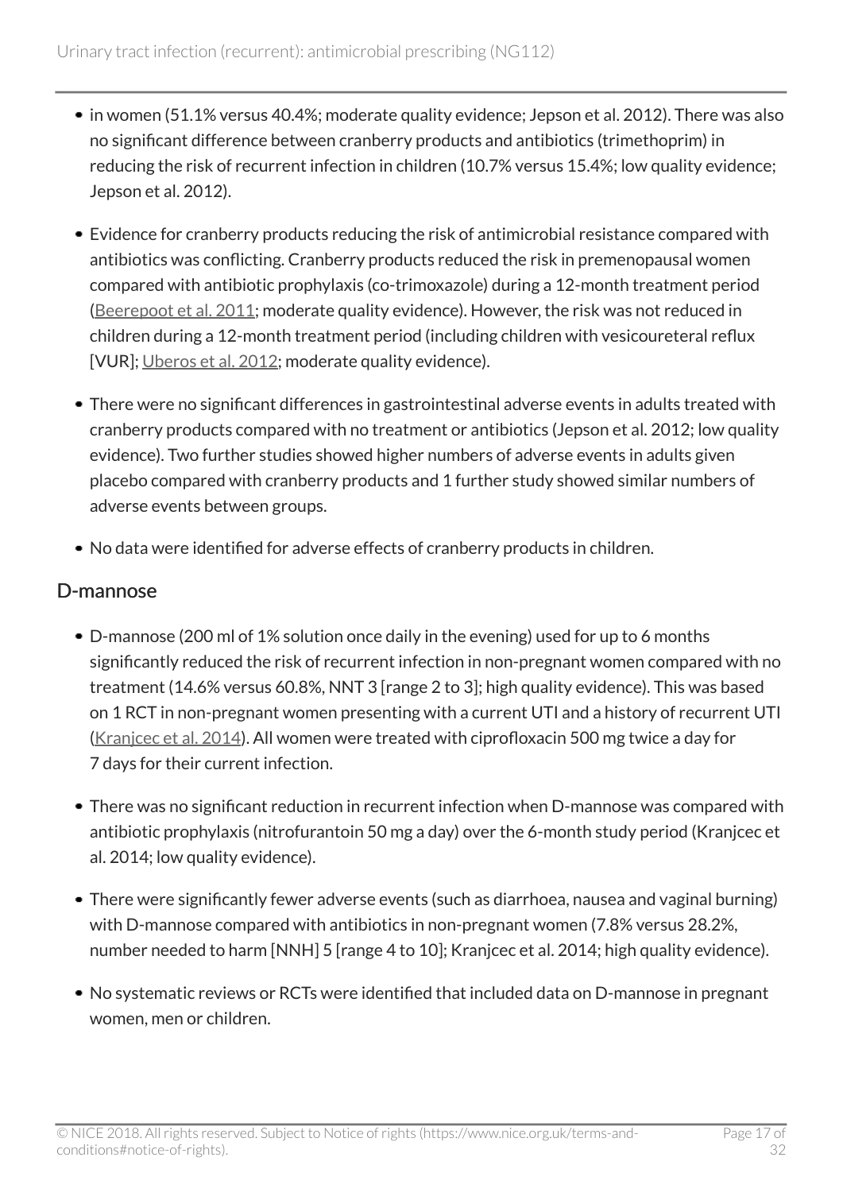- in women (51.1% versus 40.4%; moderate quality evidence; Jepson et al. 2012). There was also no significant difference between cranberry products and antibiotics (trimethoprim) in reducing the risk of recurrent infection in children (10.7% versus 15.4%; low quality evidence; Jepson et al. 2012).
- Evidence for cranberry products reducing the risk of antimicrobial resistance compared with antibiotics was conflicting. Cranberry products reduced the risk in premenopausal women compared with antibiotic prophylaxis (co-trimoxazole) during a 12-month treatment period (Beerepoot et al. 2011; moderate quality evidence). However, the risk was not reduced in children during a 12-month treatment period (including children with vesicoureteral reflux [VUR]; Uberos et al. 2012; moderate quality evidence).
- There were no significant differences in gastrointestinal adverse events in adults treated with cranberry products compared with no treatment or antibiotics (Jepson et al. 2012; low quality evidence). Two further studies showed higher numbers of adverse events in adults given placebo compared with cranberry products and 1 further study showed similar numbers of adverse events between groups.
- No data were identified for adverse effects of cranberry products in children.

## D-mannose

- D-mannose (200 ml of 1% solution once daily in the evening) used for up to 6 months significantly reduced the risk of recurrent infection in non-pregnant women compared with no treatment (14.6% versus 60.8%, NNT 3 [range 2 to 3]; high quality evidence). This was based on 1 RCT in non-pregnant women presenting with a current UTI and a history of recurrent UTI (Kranjcec et al. 2014). All women were treated with ciprofloxacin 500 mg twice a day for 7 days for their current infection.
- There was no significant reduction in recurrent infection when D-mannose was compared with antibiotic prophylaxis (nitrofurantoin 50 mg a day) over the 6-month study period (Kranjcec et al. 2014; low quality evidence).
- There were significantly fewer adverse events (such as diarrhoea, nausea and vaginal burning) with D-mannose compared with antibiotics in non-pregnant women (7.8% versus 28.2%, number needed to harm [NNH] 5 [range 4 to 10]; Kranjcec et al. 2014; high quality evidence).
- No systematic reviews or RCTs were identified that included data on D-mannose in pregnant women, men or children.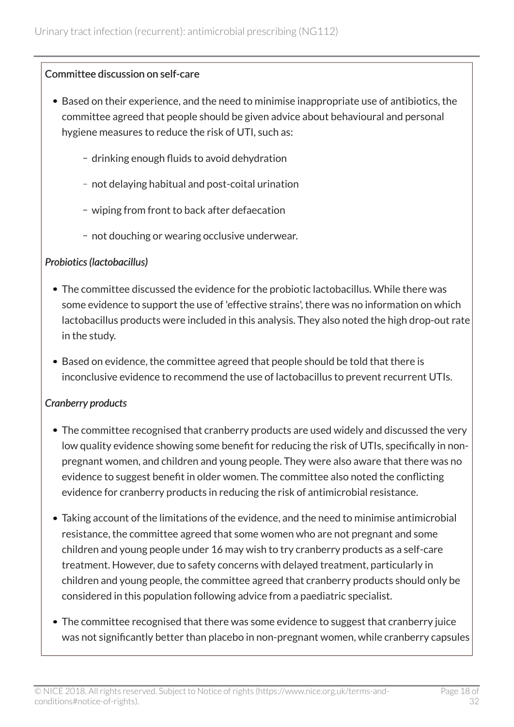**Committee discussion on self-care**

- Based on their experience, and the need to minimise inappropriate use of antibiotics, the committee agreed that people should be given advice about behavioural and personal hygiene measures to reduce the risk of UTI, such as:
  - drinking enough fluids to avoid dehydration
  - not delaying habitual and post-coital urination
  - wiping from front to back after defaecation
  - not douching or wearing occlusive underwear.

*Probiotics (lactobacillus)*

- The committee discussed the evidence for the probiotic lactobacillus. While there was some evidence to support the use of 'effective strains', there was no information on which lactobacillus products were included in this analysis. They also noted the high drop-out rate in the study.
- Based on evidence, the committee agreed that people should be told that there is inconclusive evidence to recommend the use of lactobacillus to prevent recurrent UTIs.

*Cranberry products*

- The committee recognised that cranberry products are used widely and discussed the very low quality evidence showing some benefit for reducing the risk of UTIs, specifically in non-pregnant women, and children and young people. They were also aware that there was no evidence to suggest benefit in older women. The committee also noted the conflicting evidence for cranberry products in reducing the risk of antimicrobial resistance.
- Taking account of the limitations of the evidence, and the need to minimise antimicrobial resistance, the committee agreed that some women who are not pregnant and some children and young people under 16 may wish to try cranberry products as a self-care treatment. However, due to safety concerns with delayed treatment, particularly in children and young people, the committee agreed that cranberry products should only be considered in this population following advice from a paediatric specialist.
- The committee recognised that there was some evidence to suggest that cranberry juice was not significantly better than placebo in non-pregnant women, while cranberry capsules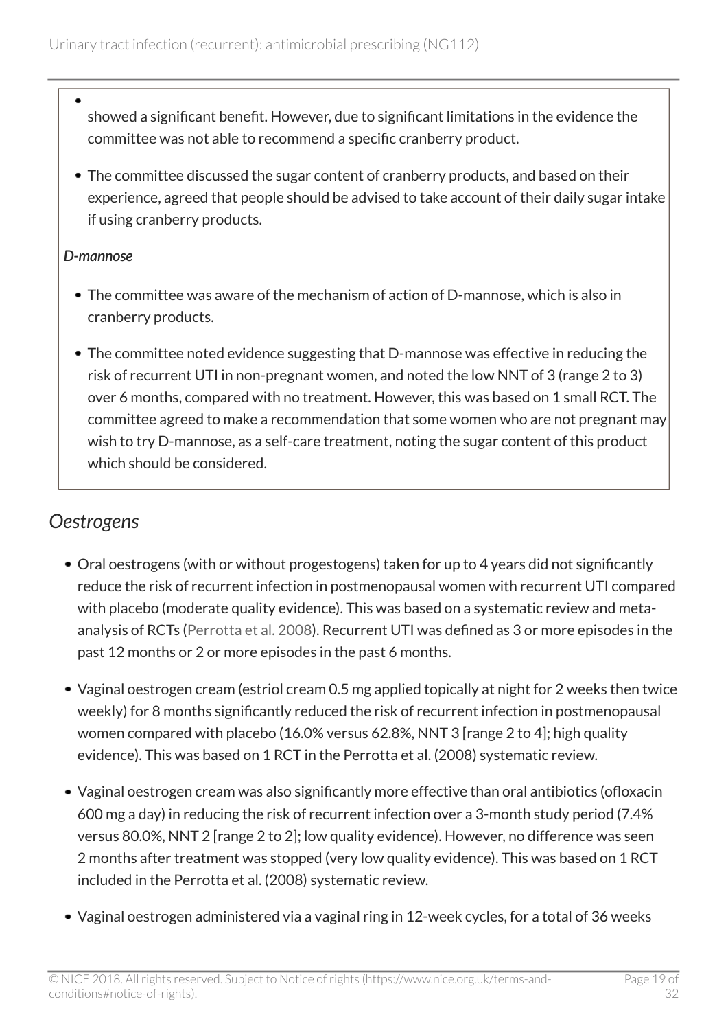- showed a significant benefit. However, due to significant limitations in the evidence the committee was not able to recommend a specific cranberry product.
- The committee discussed the sugar content of cranberry products, and based on their experience, agreed that people should be advised to take account of their daily sugar intake if using cranberry products.

***D-mannose***

- The committee was aware of the mechanism of action of D-mannose, which is also in cranberry products.
- The committee noted evidence suggesting that D-mannose was effective in reducing the risk of recurrent UTI in non-pregnant women, and noted the low NNT of 3 (range 2 to 3) over 6 months, compared with no treatment. However, this was based on 1 small RCT. The committee agreed to make a recommendation that some women who are not pregnant may wish to try D-mannose, as a self-care treatment, noting the sugar content of this product which should be considered.

## *Oestrogens*

- Oral oestrogens (with or without progestogens) taken for up to 4 years did not significantly reduce the risk of recurrent infection in postmenopausal women with recurrent UTI compared with placebo (moderate quality evidence). This was based on a systematic review and meta-analysis of RCTs (Perrotta et al. 2008). Recurrent UTI was defined as 3 or more episodes in the past 12 months or 2 or more episodes in the past 6 months.
- Vaginal oestrogen cream (estriol cream 0.5 mg applied topically at night for 2 weeks then twice weekly) for 8 months significantly reduced the risk of recurrent infection in postmenopausal women compared with placebo (16.0% versus 62.8%, NNT 3 [range 2 to 4]; high quality evidence). This was based on 1 RCT in the Perrotta et al. (2008) systematic review.
- Vaginal oestrogen cream was also significantly more effective than oral antibiotics (ofloxacin 600 mg a day) in reducing the risk of recurrent infection over a 3-month study period (7.4% versus 80.0%, NNT 2 [range 2 to 2]; low quality evidence). However, no difference was seen 2 months after treatment was stopped (very low quality evidence). This was based on 1 RCT included in the Perrotta et al. (2008) systematic review.
- Vaginal oestrogen administered via a vaginal ring in 12-week cycles, for a total of 36 weeks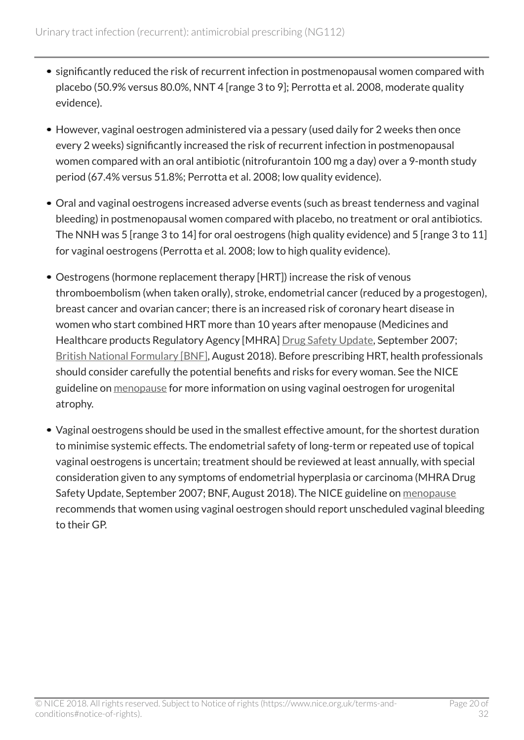- significantly reduced the risk of recurrent infection in postmenopausal women compared with placebo (50.9% versus 80.0%, NNT 4 [range 3 to 9]; Perrotta et al. 2008, moderate quality evidence).
- However, vaginal oestrogen administered via a pessary (used daily for 2 weeks then once every 2 weeks) significantly increased the risk of recurrent infection in postmenopausal women compared with an oral antibiotic (nitrofurantoin 100 mg a day) over a 9-month study period (67.4% versus 51.8%; Perrotta et al. 2008; low quality evidence).
- Oral and vaginal oestrogens increased adverse events (such as breast tenderness and vaginal bleeding) in postmenopausal women compared with placebo, no treatment or oral antibiotics. The NNH was 5 [range 3 to 14] for oral oestrogens (high quality evidence) and 5 [range 3 to 11] for vaginal oestrogens (Perrotta et al. 2008; low to high quality evidence).
- Oestrogens (hormone replacement therapy [HRT]) increase the risk of venous thromboembolism (when taken orally), stroke, endometrial cancer (reduced by a progestogen), breast cancer and ovarian cancer; there is an increased risk of coronary heart disease in women who start combined HRT more than 10 years after menopause (Medicines and Healthcare products Regulatory Agency [MHRA] Drug Safety Update, September 2007; British National Formulary [BNF], August 2018). Before prescribing HRT, health professionals should consider carefully the potential benefits and risks for every woman. See the NICE guideline on menopause for more information on using vaginal oestrogen for urogenital atrophy.
- Vaginal oestrogens should be used in the smallest effective amount, for the shortest duration to minimise systemic effects. The endometrial safety of long-term or repeated use of topical vaginal oestrogens is uncertain; treatment should be reviewed at least annually, with special consideration given to any symptoms of endometrial hyperplasia or carcinoma (MHRA Drug Safety Update, September 2007; BNF, August 2018). The NICE guideline on menopause recommends that women using vaginal oestrogen should report unscheduled vaginal bleeding to their GP.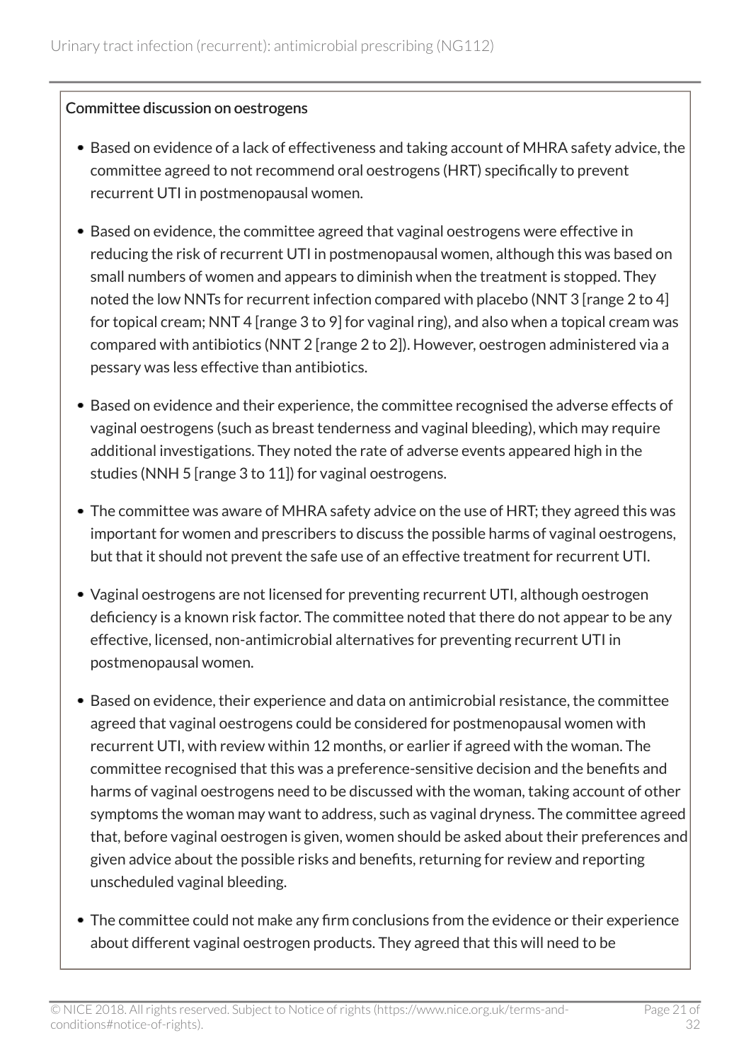**Committee discussion on oestrogens**

- Based on evidence of a lack of effectiveness and taking account of MHRA safety advice, the committee agreed to not recommend oral oestrogens (HRT) specifically to prevent recurrent UTI in postmenopausal women.
- Based on evidence, the committee agreed that vaginal oestrogens were effective in reducing the risk of recurrent UTI in postmenopausal women, although this was based on small numbers of women and appears to diminish when the treatment is stopped. They noted the low NNTs for recurrent infection compared with placebo (NNT 3 [range 2 to 4] for topical cream; NNT 4 [range 3 to 9] for vaginal ring), and also when a topical cream was compared with antibiotics (NNT 2 [range 2 to 2]). However, oestrogen administered via a pessary was less effective than antibiotics.
- Based on evidence and their experience, the committee recognised the adverse effects of vaginal oestrogens (such as breast tenderness and vaginal bleeding), which may require additional investigations. They noted the rate of adverse events appeared high in the studies (NNH 5 [range 3 to 11]) for vaginal oestrogens.
- The committee was aware of MHRA safety advice on the use of HRT; they agreed this was important for women and prescribers to discuss the possible harms of vaginal oestrogens, but that it should not prevent the safe use of an effective treatment for recurrent UTI.
- Vaginal oestrogens are not licensed for preventing recurrent UTI, although oestrogen deficiency is a known risk factor. The committee noted that there do not appear to be any effective, licensed, non-antimicrobial alternatives for preventing recurrent UTI in postmenopausal women.
- Based on evidence, their experience and data on antimicrobial resistance, the committee agreed that vaginal oestrogens could be considered for postmenopausal women with recurrent UTI, with review within 12 months, or earlier if agreed with the woman. The committee recognised that this was a preference-sensitive decision and the benefits and harms of vaginal oestrogens need to be discussed with the woman, taking account of other symptoms the woman may want to address, such as vaginal dryness. The committee agreed that, before vaginal oestrogen is given, women should be asked about their preferences and given advice about the possible risks and benefits, returning for review and reporting unscheduled vaginal bleeding.
- The committee could not make any firm conclusions from the evidence or their experience about different vaginal oestrogen products. They agreed that this will need to be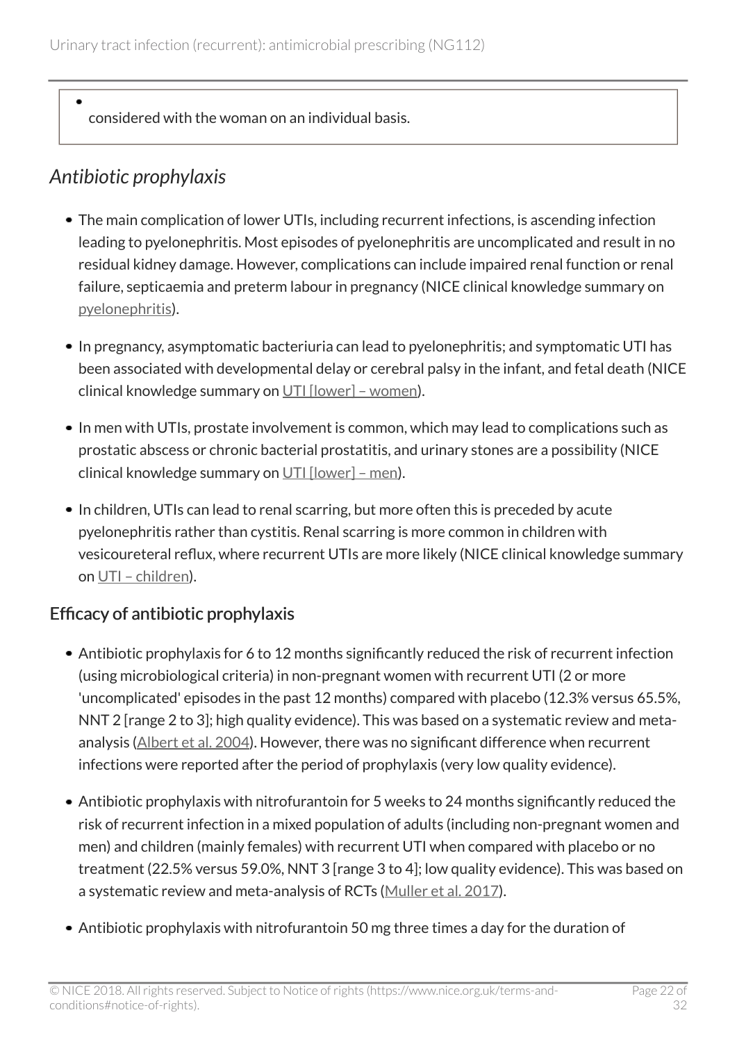- considered with the woman on an individual basis.

## *Antibiotic prophylaxis*

- The main complication of lower UTIs, including recurrent infections, is ascending infection leading to pyelonephritis. Most episodes of pyelonephritis are uncomplicated and result in no residual kidney damage. However, complications can include impaired renal function or renal failure, septicaemia and preterm labour in pregnancy (NICE clinical knowledge summary on pyelonephritis).
- In pregnancy, asymptomatic bacteriuria can lead to pyelonephritis; and symptomatic UTI has been associated with developmental delay or cerebral palsy in the infant, and fetal death (NICE clinical knowledge summary on UTI [lower] – women).
- In men with UTIs, prostate involvement is common, which may lead to complications such as prostatic abscess or chronic bacterial prostatitis, and urinary stones are a possibility (NICE clinical knowledge summary on UTI [lower] – men).
- In children, UTIs can lead to renal scarring, but more often this is preceded by acute pyelonephritis rather than cystitis. Renal scarring is more common in children with vesicoureteral reflux, where recurrent UTIs are more likely (NICE clinical knowledge summary on UTI – children).

### Efficacy of antibiotic prophylaxis

- Antibiotic prophylaxis for 6 to 12 months significantly reduced the risk of recurrent infection (using microbiological criteria) in non-pregnant women with recurrent UTI (2 or more 'uncomplicated' episodes in the past 12 months) compared with placebo (12.3% versus 65.5%, NNT 2 [range 2 to 3]; high quality evidence). This was based on a systematic review and meta-analysis (Albert et al. 2004). However, there was no significant difference when recurrent infections were reported after the period of prophylaxis (very low quality evidence).
- Antibiotic prophylaxis with nitrofurantoin for 5 weeks to 24 months significantly reduced the risk of recurrent infection in a mixed population of adults (including non-pregnant women and men) and children (mainly females) with recurrent UTI when compared with placebo or no treatment (22.5% versus 59.0%, NNT 3 [range 3 to 4]; low quality evidence). This was based on a systematic review and meta-analysis of RCTs (Muller et al. 2017).
- Antibiotic prophylaxis with nitrofurantoin 50 mg three times a day for the duration of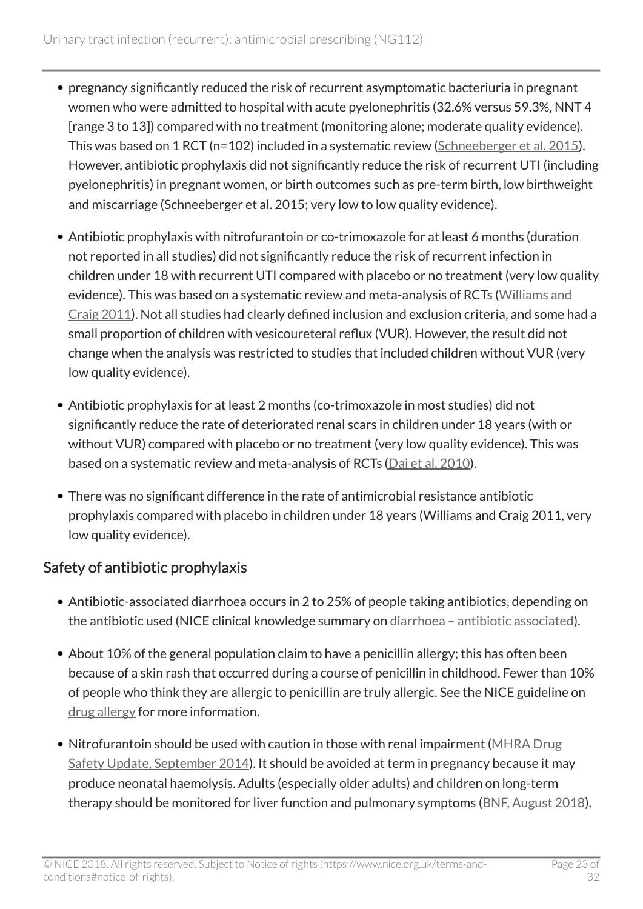- pregnancy significantly reduced the risk of recurrent asymptomatic bacteriuria in pregnant women who were admitted to hospital with acute pyelonephritis (32.6% versus 59.3%, NNT 4 [range 3 to 13]) compared with no treatment (monitoring alone; moderate quality evidence). This was based on 1 RCT (n=102) included in a systematic review (Schneeberger et al. 2015). However, antibiotic prophylaxis did not significantly reduce the risk of recurrent UTI (including pyelonephritis) in pregnant women, or birth outcomes such as pre-term birth, low birthweight and miscarriage (Schneeberger et al. 2015; very low to low quality evidence).
- Antibiotic prophylaxis with nitrofurantoin or co-trimoxazole for at least 6 months (duration not reported in all studies) did not significantly reduce the risk of recurrent infection in children under 18 with recurrent UTI compared with placebo or no treatment (very low quality evidence). This was based on a systematic review and meta-analysis of RCTs (Williams and Craig 2011). Not all studies had clearly defined inclusion and exclusion criteria, and some had a small proportion of children with vesicoureteral reflux (VUR). However, the result did not change when the analysis was restricted to studies that included children without VUR (very low quality evidence).
- Antibiotic prophylaxis for at least 2 months (co-trimoxazole in most studies) did not significantly reduce the rate of deteriorated renal scars in children under 18 years (with or without VUR) compared with placebo or no treatment (very low quality evidence). This was based on a systematic review and meta-analysis of RCTs (Dai et al. 2010).
- There was no significant difference in the rate of antimicrobial resistance antibiotic prophylaxis compared with placebo in children under 18 years (Williams and Craig 2011, very low quality evidence).

## Safety of antibiotic prophylaxis

- Antibiotic-associated diarrhoea occurs in 2 to 25% of people taking antibiotics, depending on the antibiotic used (NICE clinical knowledge summary on diarrhoea – antibiotic associated).
- About 10% of the general population claim to have a penicillin allergy; this has often been because of a skin rash that occurred during a course of penicillin in childhood. Fewer than 10% of people who think they are allergic to penicillin are truly allergic. See the NICE guideline on drug allergy for more information.
- Nitrofurantoin should be used with caution in those with renal impairment (MHRA Drug Safety Update, September 2014). It should be avoided at term in pregnancy because it may produce neonatal haemolysis. Adults (especially older adults) and children on long-term therapy should be monitored for liver function and pulmonary symptoms (BNF, August 2018).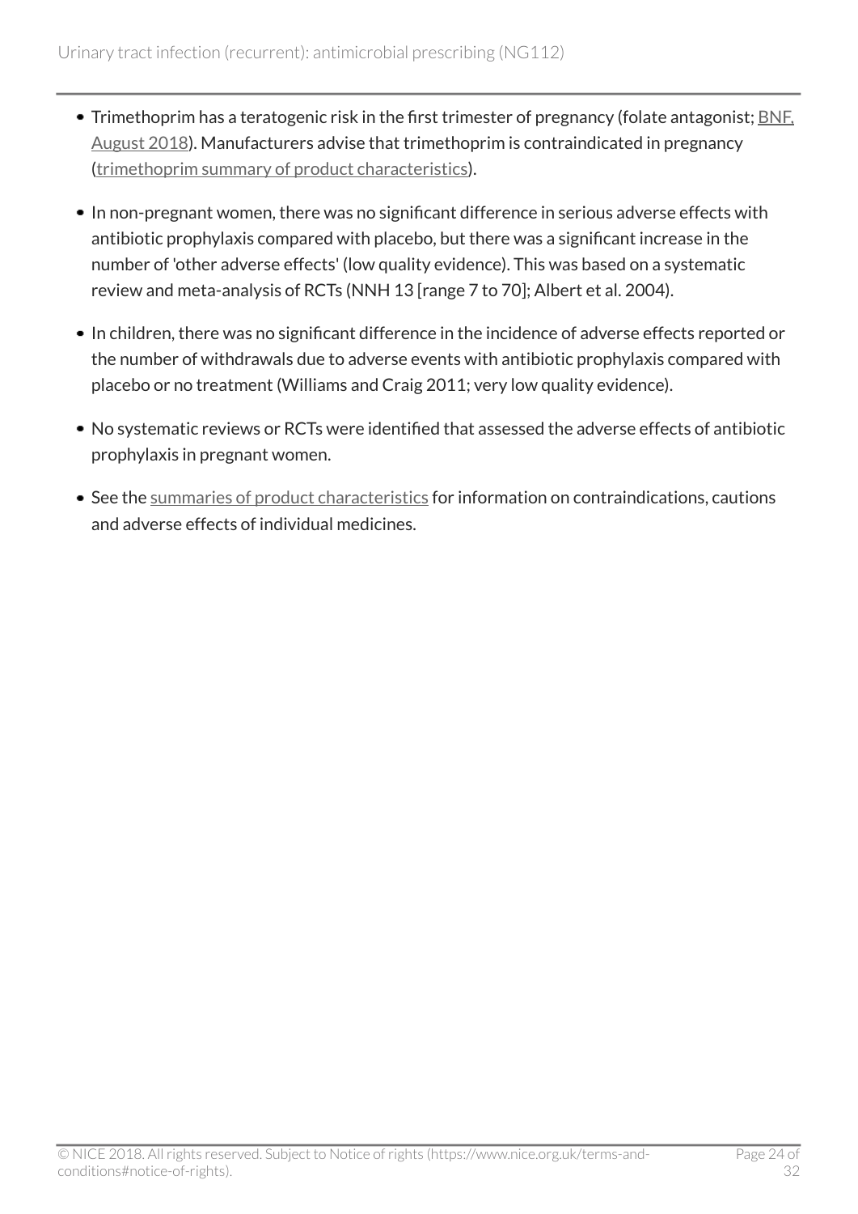- Trimethoprim has a teratogenic risk in the first trimester of pregnancy (folate antagonist; BNF, August 2018). Manufacturers advise that trimethoprim is contraindicated in pregnancy (trimethoprim summary of product characteristics).
- In non-pregnant women, there was no significant difference in serious adverse effects with antibiotic prophylaxis compared with placebo, but there was a significant increase in the number of 'other adverse effects' (low quality evidence). This was based on a systematic review and meta-analysis of RCTs (NNH 13 [range 7 to 70]; Albert et al. 2004).
- In children, there was no significant difference in the incidence of adverse effects reported or the number of withdrawals due to adverse events with antibiotic prophylaxis compared with placebo or no treatment (Williams and Craig 2011; very low quality evidence).
- No systematic reviews or RCTs were identified that assessed the adverse effects of antibiotic prophylaxis in pregnant women.
- See the summaries of product characteristics for information on contraindications, cautions and adverse effects of individual medicines.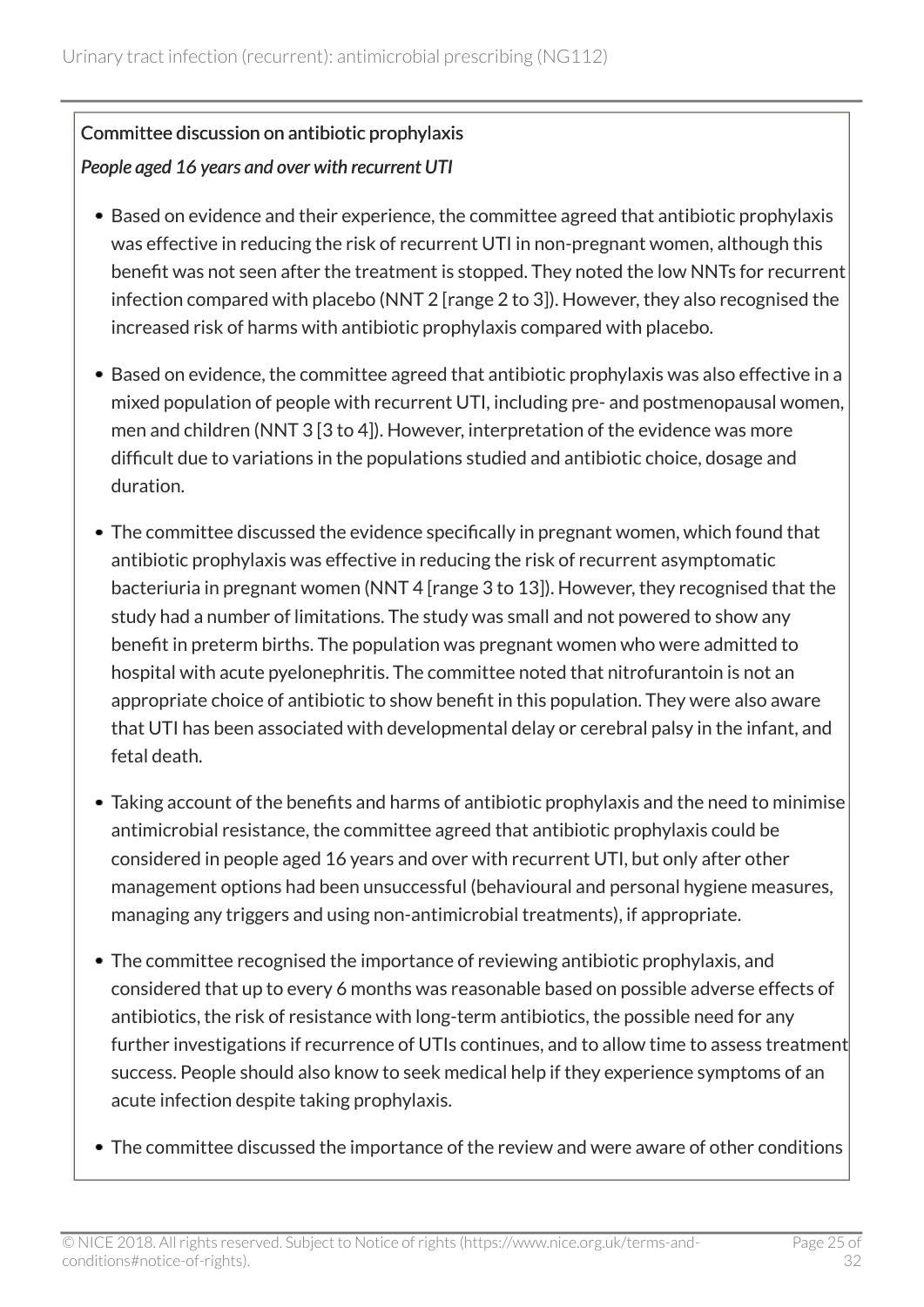Committee discussion on antibiotic prophylaxis

*People aged 16 years and over with recurrent UTI*

- Based on evidence and their experience, the committee agreed that antibiotic prophylaxis was effective in reducing the risk of recurrent UTI in non-pregnant women, although this benefit was not seen after the treatment is stopped. They noted the low NNTs for recurrent infection compared with placebo (NNT 2 [range 2 to 3]). However, they also recognised the increased risk of harms with antibiotic prophylaxis compared with placebo.
- Based on evidence, the committee agreed that antibiotic prophylaxis was also effective in a mixed population of people with recurrent UTI, including pre- and postmenopausal women, men and children (NNT 3 [3 to 4]). However, interpretation of the evidence was more difficult due to variations in the populations studied and antibiotic choice, dosage and duration.
- The committee discussed the evidence specifically in pregnant women, which found that antibiotic prophylaxis was effective in reducing the risk of recurrent asymptomatic bacteriuria in pregnant women (NNT 4 [range 3 to 13]). However, they recognised that the study had a number of limitations. The study was small and not powered to show any benefit in preterm births. The population was pregnant women who were admitted to hospital with acute pyelonephritis. The committee noted that nitrofurantoin is not an appropriate choice of antibiotic to show benefit in this population. They were also aware that UTI has been associated with developmental delay or cerebral palsy in the infant, and fetal death.
- Taking account of the benefits and harms of antibiotic prophylaxis and the need to minimise antimicrobial resistance, the committee agreed that antibiotic prophylaxis could be considered in people aged 16 years and over with recurrent UTI, but only after other management options had been unsuccessful (behavioural and personal hygiene measures, managing any triggers and using non-antimicrobial treatments), if appropriate.
- The committee recognised the importance of reviewing antibiotic prophylaxis, and considered that up to every 6 months was reasonable based on possible adverse effects of antibiotics, the risk of resistance with long-term antibiotics, the possible need for any further investigations if recurrence of UTIs continues, and to allow time to assess treatment success. People should also know to seek medical help if they experience symptoms of an acute infection despite taking prophylaxis.
- The committee discussed the importance of the review and were aware of other conditions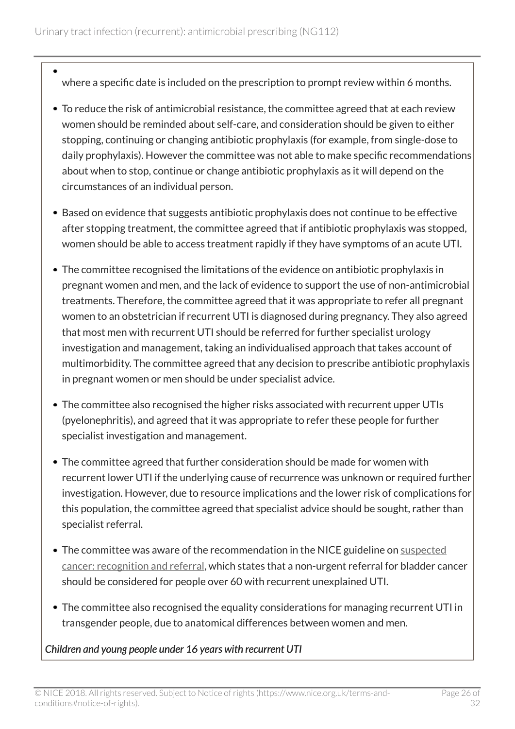- where a specific date is included on the prescription to prompt review within 6 months.

- To reduce the risk of antimicrobial resistance, the committee agreed that at each review women should be reminded about self-care, and consideration should be given to either stopping, continuing or changing antibiotic prophylaxis (for example, from single-dose to daily prophylaxis). However the committee was not able to make specific recommendations about when to stop, continue or change antibiotic prophylaxis as it will depend on the circumstances of an individual person.
- Based on evidence that suggests antibiotic prophylaxis does not continue to be effective after stopping treatment, the committee agreed that if antibiotic prophylaxis was stopped, women should be able to access treatment rapidly if they have symptoms of an acute UTI.
- The committee recognised the limitations of the evidence on antibiotic prophylaxis in pregnant women and men, and the lack of evidence to support the use of non-antimicrobial treatments. Therefore, the committee agreed that it was appropriate to refer all pregnant women to an obstetrician if recurrent UTI is diagnosed during pregnancy. They also agreed that most men with recurrent UTI should be referred for further specialist urology investigation and management, taking an individualised approach that takes account of multimorbidity. The committee agreed that any decision to prescribe antibiotic prophylaxis in pregnant women or men should be under specialist advice.
- The committee also recognised the higher risks associated with recurrent upper UTIs (pyelonephritis), and agreed that it was appropriate to refer these people for further specialist investigation and management.
- The committee agreed that further consideration should be made for women with recurrent lower UTI if the underlying cause of recurrence was unknown or required further investigation. However, due to resource implications and the lower risk of complications for this population, the committee agreed that specialist advice should be sought, rather than specialist referral.
- The committee was aware of the recommendation in the NICE guideline on suspected cancer: recognition and referral, which states that a non-urgent referral for bladder cancer should be considered for people over 60 with recurrent unexplained UTI.
- The committee also recognised the equality considerations for managing recurrent UTI in transgender people, due to anatomical differences between women and men.

*Children and young people under 16 years with recurrent UTI*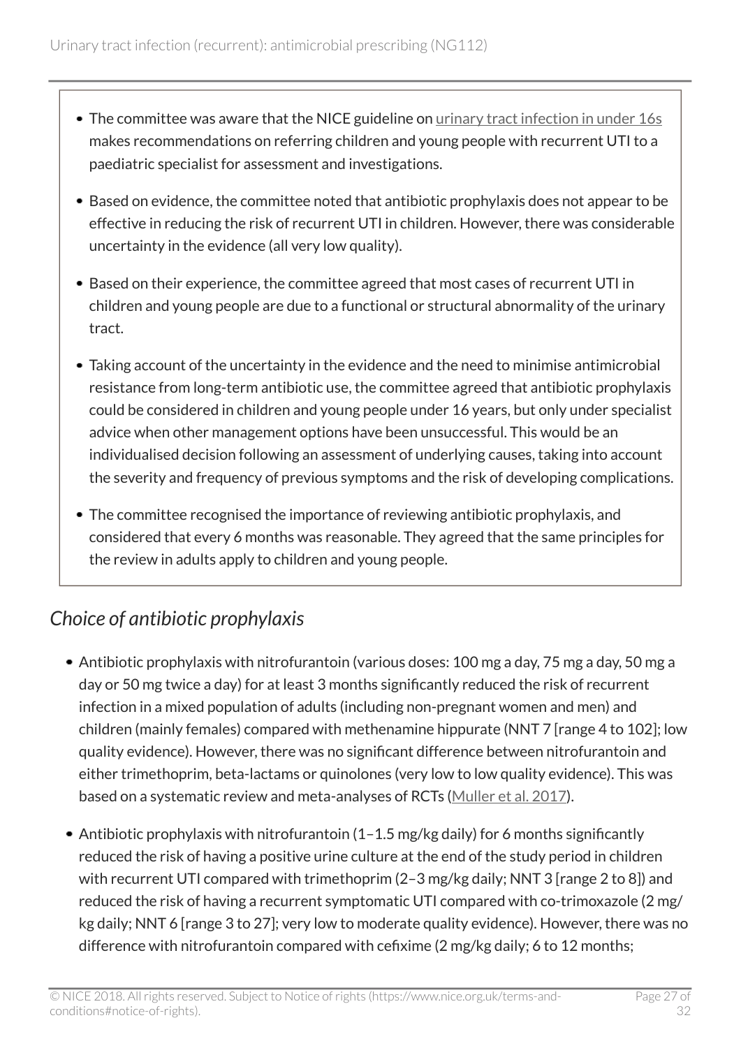- The committee was aware that the NICE guideline on urinary tract infection in under 16s makes recommendations on referring children and young people with recurrent UTI to a paediatric specialist for assessment and investigations.
- Based on evidence, the committee noted that antibiotic prophylaxis does not appear to be effective in reducing the risk of recurrent UTI in children. However, there was considerable uncertainty in the evidence (all very low quality).
- Based on their experience, the committee agreed that most cases of recurrent UTI in children and young people are due to a functional or structural abnormality of the urinary tract.
- Taking account of the uncertainty in the evidence and the need to minimise antimicrobial resistance from long-term antibiotic use, the committee agreed that antibiotic prophylaxis could be considered in children and young people under 16 years, but only under specialist advice when other management options have been unsuccessful. This would be an individualised decision following an assessment of underlying causes, taking into account the severity and frequency of previous symptoms and the risk of developing complications.
- The committee recognised the importance of reviewing antibiotic prophylaxis, and considered that every 6 months was reasonable. They agreed that the same principles for the review in adults apply to children and young people.

### *Choice of antibiotic prophylaxis*

- Antibiotic prophylaxis with nitrofurantoin (various doses: 100 mg a day, 75 mg a day, 50 mg a day or 50 mg twice a day) for at least 3 months significantly reduced the risk of recurrent infection in a mixed population of adults (including non-pregnant women and men) and children (mainly females) compared with methenamine hippurate (NNT 7 [range 4 to 102]; low quality evidence). However, there was no significant difference between nitrofurantoin and either trimethoprim, beta-lactams or quinolones (very low to low quality evidence). This was based on a systematic review and meta-analyses of RCTs (Muller et al. 2017).
- Antibiotic prophylaxis with nitrofurantoin (1–1.5 mg/kg daily) for 6 months significantly reduced the risk of having a positive urine culture at the end of the study period in children with recurrent UTI compared with trimethoprim (2–3 mg/kg daily; NNT 3 [range 2 to 8]) and reduced the risk of having a recurrent symptomatic UTI compared with co-trimoxazole (2 mg/kg daily; NNT 6 [range 3 to 27]; very low to moderate quality evidence). However, there was no difference with nitrofurantoin compared with cefixime (2 mg/kg daily; 6 to 12 months;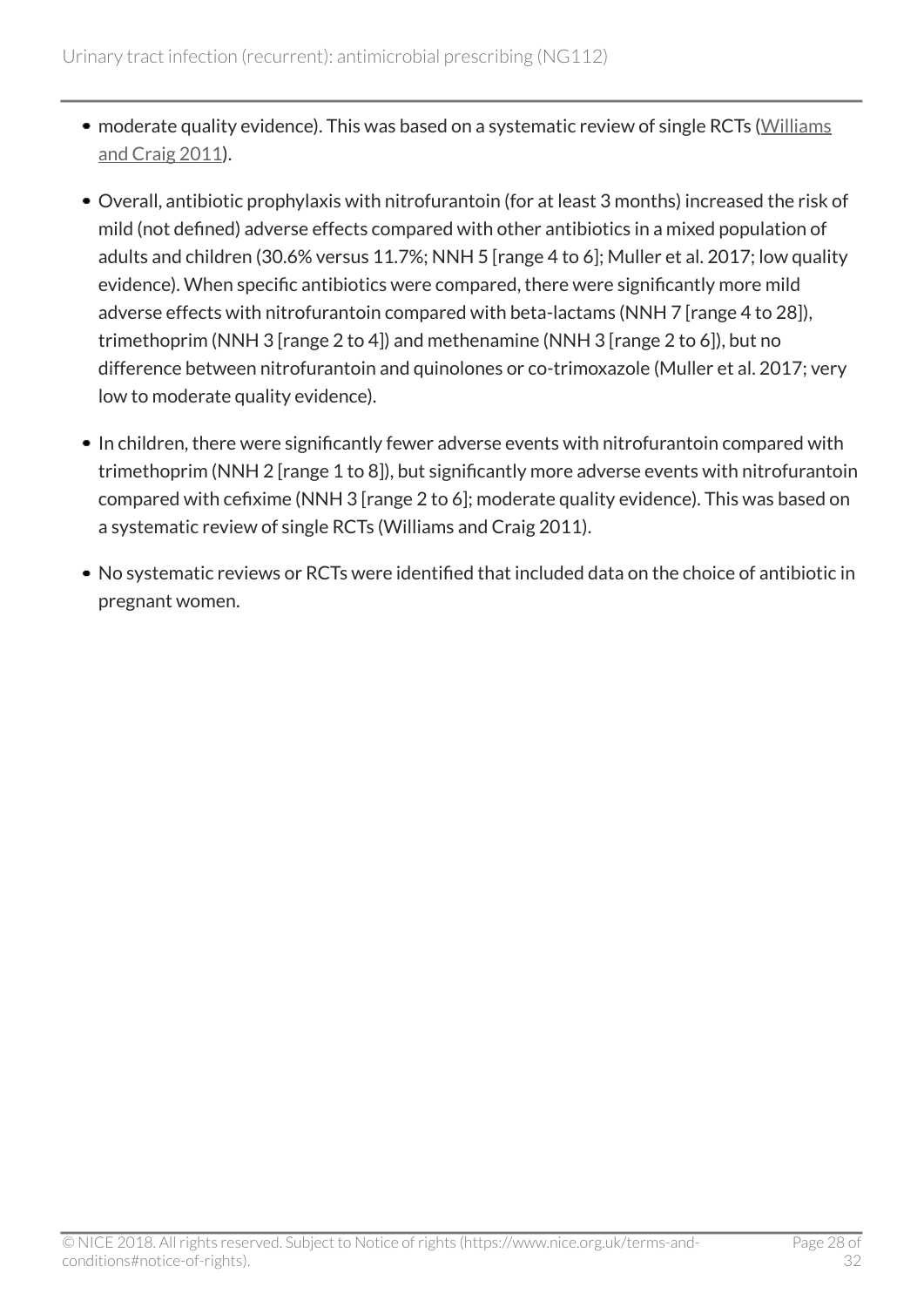- moderate quality evidence). This was based on a systematic review of single RCTs (Williams and Craig 2011).
- Overall, antibiotic prophylaxis with nitrofurantoin (for at least 3 months) increased the risk of mild (not defined) adverse effects compared with other antibiotics in a mixed population of adults and children (30.6% versus 11.7%; NNH 5 [range 4 to 6]; Muller et al. 2017; low quality evidence). When specific antibiotics were compared, there were significantly more mild adverse effects with nitrofurantoin compared with beta-lactams (NNH 7 [range 4 to 28]), trimethoprim (NNH 3 [range 2 to 4]) and methenamine (NNH 3 [range 2 to 6]), but no difference between nitrofurantoin and quinolones or co-trimoxazole (Muller et al. 2017; very low to moderate quality evidence).
- In children, there were significantly fewer adverse events with nitrofurantoin compared with trimethoprim (NNH 2 [range 1 to 8]), but significantly more adverse events with nitrofurantoin compared with cefixime (NNH 3 [range 2 to 6]; moderate quality evidence). This was based on a systematic review of single RCTs (Williams and Craig 2011).
- No systematic reviews or RCTs were identified that included data on the choice of antibiotic in pregnant women.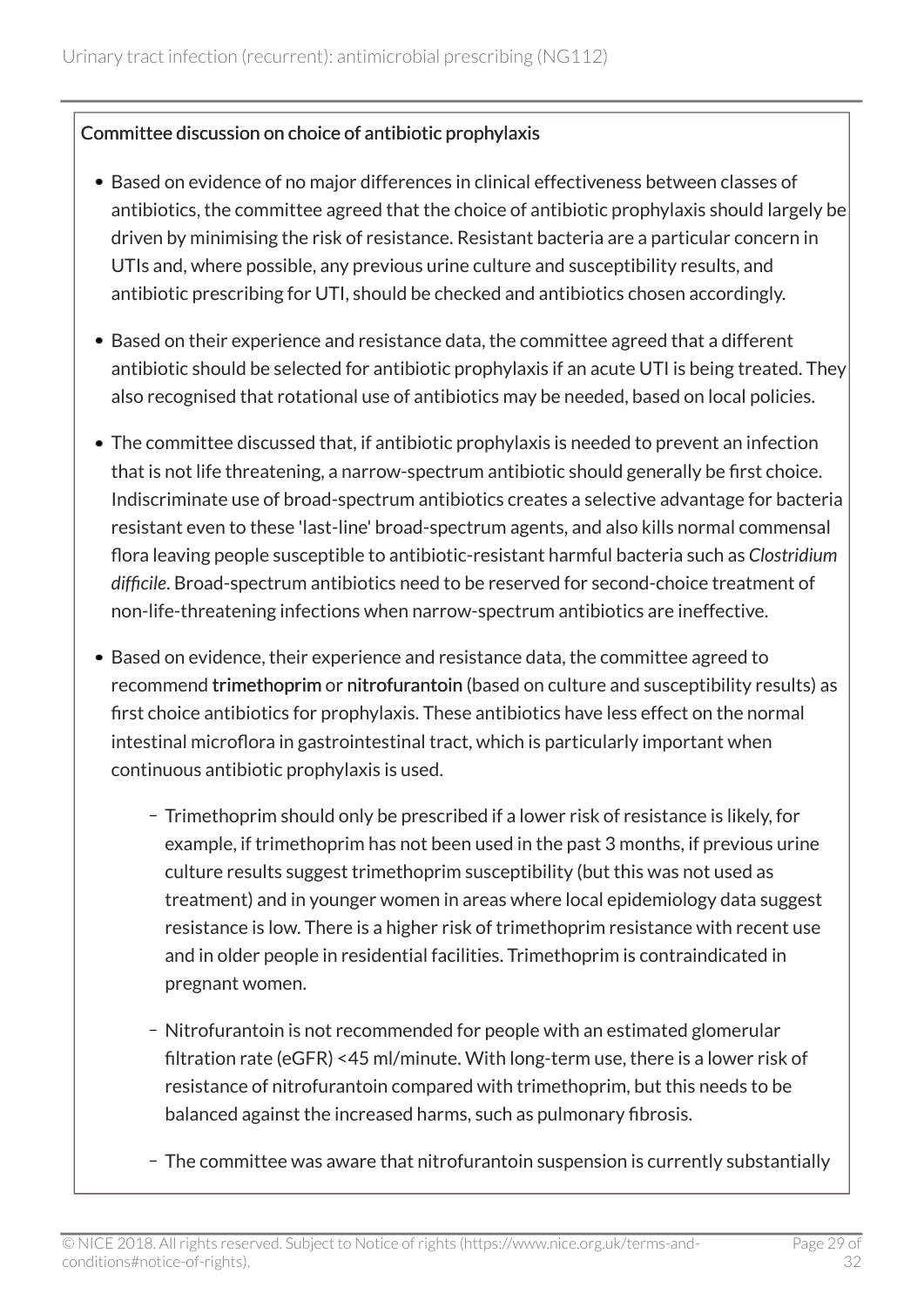**Committee discussion on choice of antibiotic prophylaxis**

- Based on evidence of no major differences in clinical effectiveness between classes of antibiotics, the committee agreed that the choice of antibiotic prophylaxis should largely be driven by minimising the risk of resistance. Resistant bacteria are a particular concern in UTIs and, where possible, any previous urine culture and susceptibility results, and antibiotic prescribing for UTI, should be checked and antibiotics chosen accordingly.
- Based on their experience and resistance data, the committee agreed that a different antibiotic should be selected for antibiotic prophylaxis if an acute UTI is being treated. They also recognised that rotational use of antibiotics may be needed, based on local policies.
- The committee discussed that, if antibiotic prophylaxis is needed to prevent an infection that is not life threatening, a narrow-spectrum antibiotic should generally be first choice. Indiscriminate use of broad-spectrum antibiotics creates a selective advantage for bacteria resistant even to these 'last-line' broad-spectrum agents, and also kills normal commensal flora leaving people susceptible to antibiotic-resistant harmful bacteria such as *Clostridium difficile*. Broad-spectrum antibiotics need to be reserved for second-choice treatment of non-life-threatening infections when narrow-spectrum antibiotics are ineffective.
- Based on evidence, their experience and resistance data, the committee agreed to recommend trimethoprim or nitrofurantoin (based on culture and susceptibility results) as first choice antibiotics for prophylaxis. These antibiotics have less effect on the normal intestinal microflora in gastrointestinal tract, which is particularly important when continuous antibiotic prophylaxis is used.
  - Trimethoprim should only be prescribed if a lower risk of resistance is likely, for example, if trimethoprim has not been used in the past 3 months, if previous urine culture results suggest trimethoprim susceptibility (but this was not used as treatment) and in younger women in areas where local epidemiology data suggest resistance is low. There is a higher risk of trimethoprim resistance with recent use and in older people in residential facilities. Trimethoprim is contraindicated in pregnant women.
  - Nitrofurantoin is not recommended for people with an estimated glomerular filtration rate (eGFR) <45 ml/minute. With long-term use, there is a lower risk of resistance of nitrofurantoin compared with trimethoprim, but this needs to be balanced against the increased harms, such as pulmonary fibrosis.
  - The committee was aware that nitrofurantoin suspension is currently substantially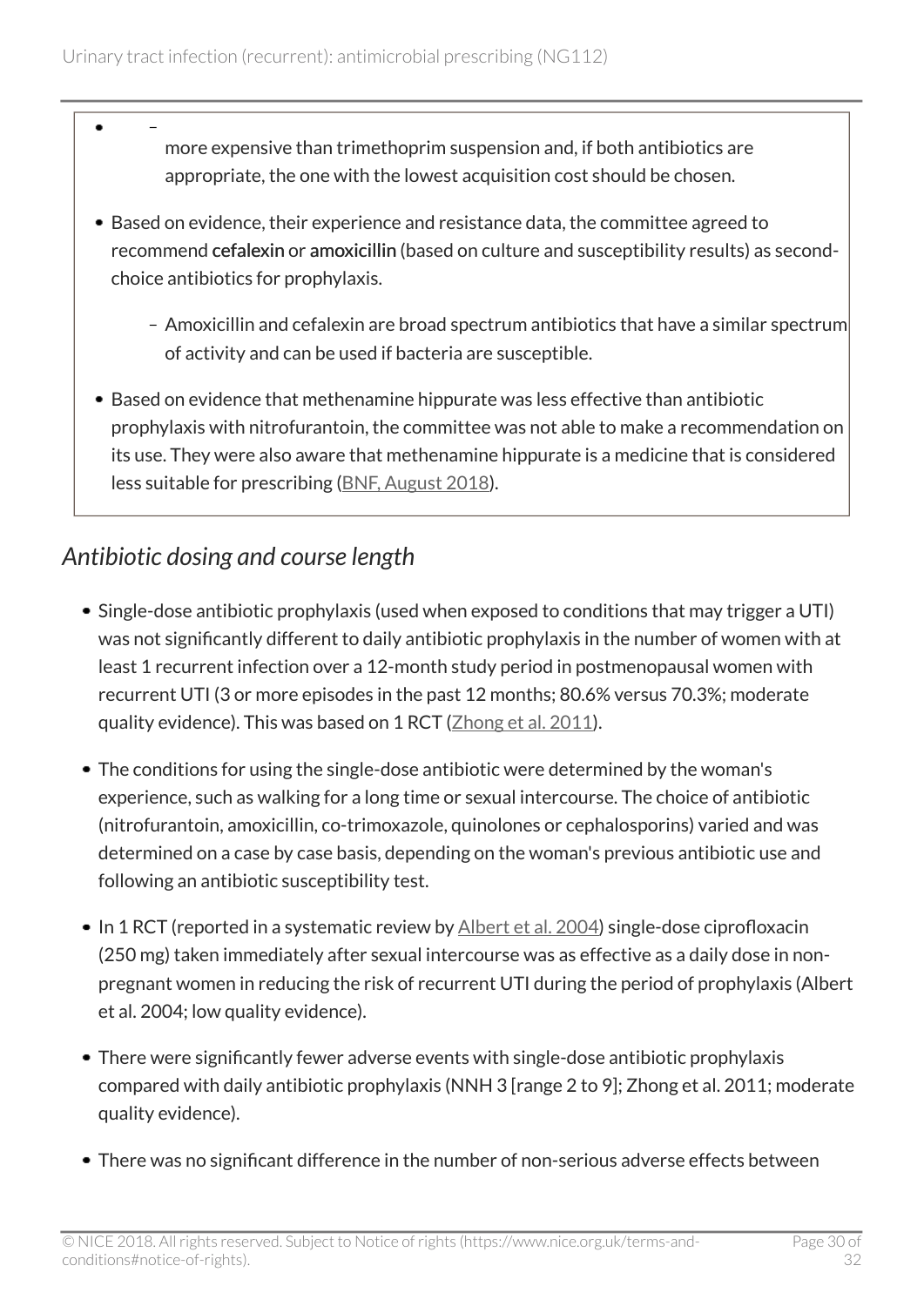- – more expensive than trimethoprim suspension and, if both antibiotics are appropriate, the one with the lowest acquisition cost should be chosen.

- Based on evidence, their experience and resistance data, the committee agreed to recommend **cefalexin** or **amoxicillin** (based on culture and susceptibility results) as second-choice antibiotics for prophylaxis.

  – Amoxicillin and cefalexin are broad spectrum antibiotics that have a similar spectrum of activity and can be used if bacteria are susceptible.

- Based on evidence that methenamine hippurate was less effective than antibiotic prophylaxis with nitrofurantoin, the committee was not able to make a recommendation on its use. They were also aware that methenamine hippurate is a medicine that is considered less suitable for prescribing (BNF, August 2018).

## *Antibiotic dosing and course length*

- Single-dose antibiotic prophylaxis (used when exposed to conditions that may trigger a UTI) was not significantly different to daily antibiotic prophylaxis in the number of women with at least 1 recurrent infection over a 12-month study period in postmenopausal women with recurrent UTI (3 or more episodes in the past 12 months; 80.6% versus 70.3%; moderate quality evidence). This was based on 1 RCT (Zhong et al. 2011).
- The conditions for using the single-dose antibiotic were determined by the woman's experience, such as walking for a long time or sexual intercourse. The choice of antibiotic (nitrofurantoin, amoxicillin, co-trimoxazole, quinolones or cephalosporins) varied and was determined on a case by case basis, depending on the woman's previous antibiotic use and following an antibiotic susceptibility test.
- In 1 RCT (reported in a systematic review by Albert et al. 2004) single-dose ciprofloxacin (250 mg) taken immediately after sexual intercourse was as effective as a daily dose in non-pregnant women in reducing the risk of recurrent UTI during the period of prophylaxis (Albert et al. 2004; low quality evidence).
- There were significantly fewer adverse events with single-dose antibiotic prophylaxis compared with daily antibiotic prophylaxis (NNH 3 [range 2 to 9]; Zhong et al. 2011; moderate quality evidence).
- There was no significant difference in the number of non-serious adverse effects between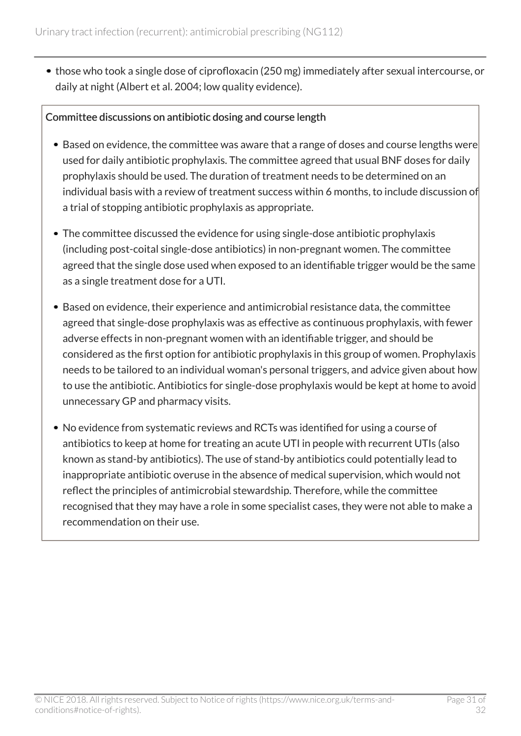- those who took a single dose of ciprofloxacin (250 mg) immediately after sexual intercourse, or daily at night (Albert et al. 2004; low quality evidence).

Committee discussions on antibiotic dosing and course length

- Based on evidence, the committee was aware that a range of doses and course lengths were used for daily antibiotic prophylaxis. The committee agreed that usual BNF doses for daily prophylaxis should be used. The duration of treatment needs to be determined on an individual basis with a review of treatment success within 6 months, to include discussion of a trial of stopping antibiotic prophylaxis as appropriate.
- The committee discussed the evidence for using single-dose antibiotic prophylaxis (including post-coital single-dose antibiotics) in non-pregnant women. The committee agreed that the single dose used when exposed to an identifiable trigger would be the same as a single treatment dose for a UTI.
- Based on evidence, their experience and antimicrobial resistance data, the committee agreed that single-dose prophylaxis was as effective as continuous prophylaxis, with fewer adverse effects in non-pregnant women with an identifiable trigger, and should be considered as the first option for antibiotic prophylaxis in this group of women. Prophylaxis needs to be tailored to an individual woman's personal triggers, and advice given about how to use the antibiotic. Antibiotics for single-dose prophylaxis would be kept at home to avoid unnecessary GP and pharmacy visits.
- No evidence from systematic reviews and RCTs was identified for using a course of antibiotics to keep at home for treating an acute UTI in people with recurrent UTIs (also known as stand-by antibiotics). The use of stand-by antibiotics could potentially lead to inappropriate antibiotic overuse in the absence of medical supervision, which would not reflect the principles of antimicrobial stewardship. Therefore, while the committee recognised that they may have a role in some specialist cases, they were not able to make a recommendation on their use.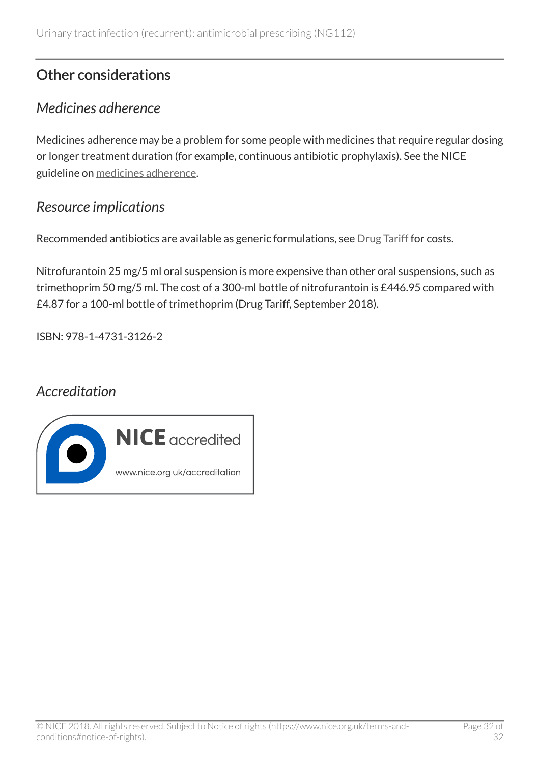## Other considerations

### *Medicines adherence*

Medicines adherence may be a problem for some people with medicines that require regular dosing or longer treatment duration (for example, continuous antibiotic prophylaxis). See the NICE guideline on medicines adherence.

### *Resource implications*

Recommended antibiotics are available as generic formulations, see Drug Tariff for costs.

Nitrofurantoin 25 mg/5 ml oral suspension is more expensive than other oral suspensions, such as trimethoprim 50 mg/5 ml. The cost of a 300-ml bottle of nitrofurantoin is £446.95 compared with £4.87 for a 100-ml bottle of trimethoprim (Drug Tariff, September 2018).

ISBN: 978-1-4731-3126-2

### *Accreditation*

NICE accredited

www.nice.org.uk/accreditation